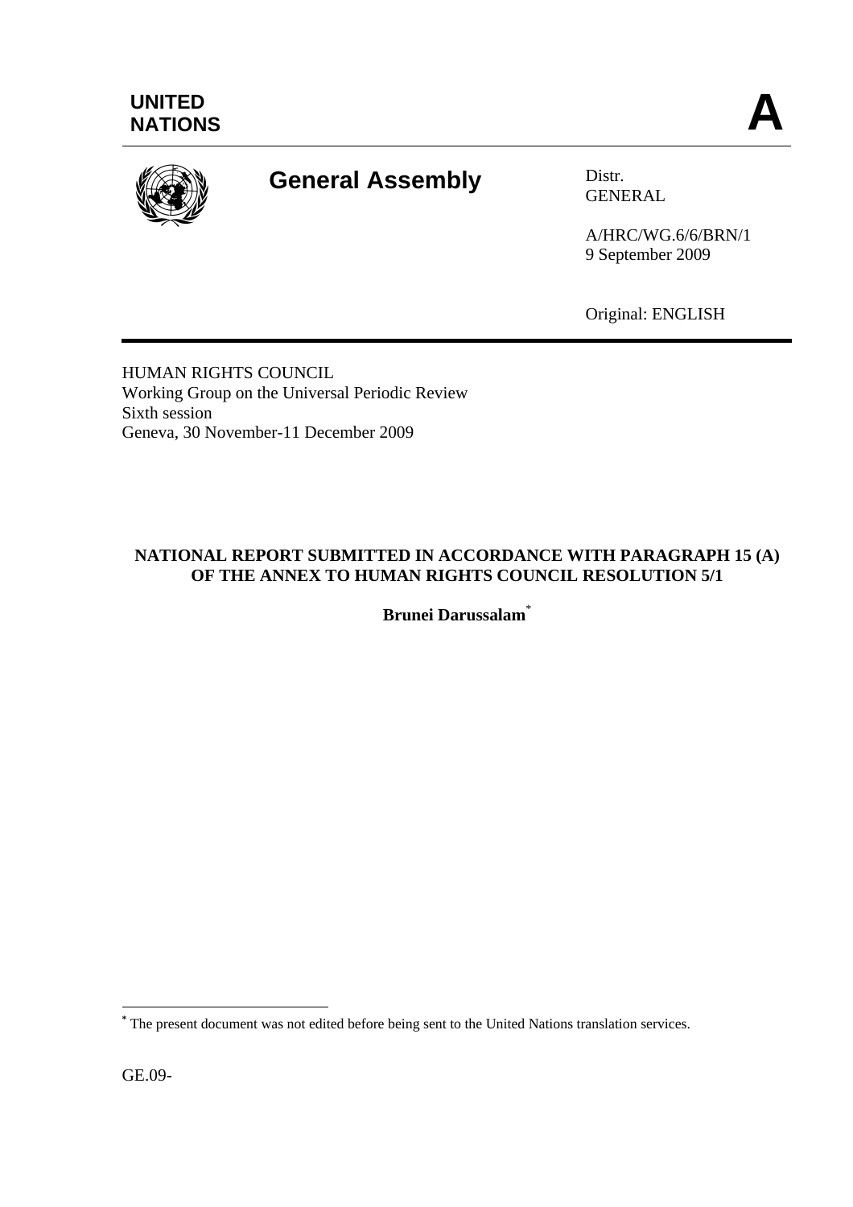UNITED NATIONS

# A

## General Assembly

Distr.
GENERAL

A/HRC/WG.6/6/BRN/1
9 September 2009

Original: ENGLISH

HUMAN RIGHTS COUNCIL
Working Group on the Universal Periodic Review
Sixth session
Geneva, 30 November-11 December 2009

**NATIONAL REPORT SUBMITTED IN ACCORDANCE WITH PARAGRAPH 15 (A) OF THE ANNEX TO HUMAN RIGHTS COUNCIL RESOLUTION 5/1**

**Brunei Darussalam***

---

* The present document was not edited before being sent to the United Nations translation services.

GE.09-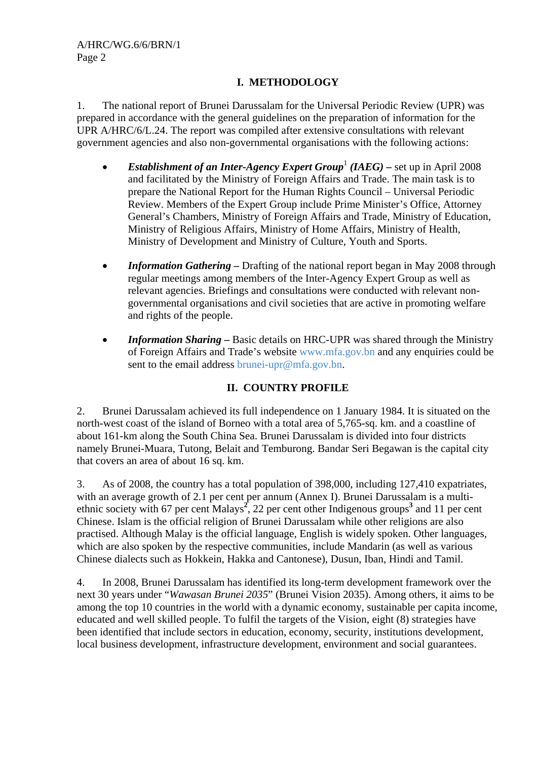## I. METHODOLOGY

1. The national report of Brunei Darussalam for the Universal Periodic Review (UPR) was prepared in accordance with the general guidelines on the preparation of information for the UPR A/HRC/6/L.24. The report was compiled after extensive consultations with relevant government agencies and also non-governmental organisations with the following actions:

- ***Establishment of an Inter-Agency Expert Group***[1] ***(IAEG) –*** set up in April 2008 and facilitated by the Ministry of Foreign Affairs and Trade. The main task is to prepare the National Report for the Human Rights Council – Universal Periodic Review. Members of the Expert Group include Prime Minister's Office, Attorney General's Chambers, Ministry of Foreign Affairs and Trade, Ministry of Education, Ministry of Religious Affairs, Ministry of Home Affairs, Ministry of Health, Ministry of Development and Ministry of Culture, Youth and Sports.

- ***Information Gathering –*** Drafting of the national report began in May 2008 through regular meetings among members of the Inter-Agency Expert Group as well as relevant agencies. Briefings and consultations were conducted with relevant non-governmental organisations and civil societies that are active in promoting welfare and rights of the people.

- ***Information Sharing –*** Basic details on HRC-UPR was shared through the Ministry of Foreign Affairs and Trade's website www.mfa.gov.bn and any enquiries could be sent to the email address brunei-upr@mfa.gov.bn.

## II. COUNTRY PROFILE

2. Brunei Darussalam achieved its full independence on 1 January 1984. It is situated on the north-west coast of the island of Borneo with a total area of 5,765-sq. km. and a coastline of about 161-km along the South China Sea. Brunei Darussalam is divided into four districts namely Brunei-Muara, Tutong, Belait and Temburong. Bandar Seri Begawan is the capital city that covers an area of about 16 sq. km.

3. As of 2008, the country has a total population of 398,000, including 127,410 expatriates, with an average growth of 2.1 per cent per annum (Annex I). Brunei Darussalam is a multi-ethnic society with 67 per cent Malays[2], 22 per cent other Indigenous groups[3] and 11 per cent Chinese. Islam is the official religion of Brunei Darussalam while other religions are also practised. Although Malay is the official language, English is widely spoken. Other languages, which are also spoken by the respective communities, include Mandarin (as well as various Chinese dialects such as Hokkein, Hakka and Cantonese), Dusun, Iban, Hindi and Tamil.

4. In 2008, Brunei Darussalam has identified its long-term development framework over the next 30 years under "*Wawasan Brunei 2035*" (Brunei Vision 2035). Among others, it aims to be among the top 10 countries in the world with a dynamic economy, sustainable per capita income, educated and well skilled people. To fulfil the targets of the Vision, eight (8) strategies have been identified that include sectors in education, economy, security, institutions development, local business development, infrastructure development, environment and social guarantees.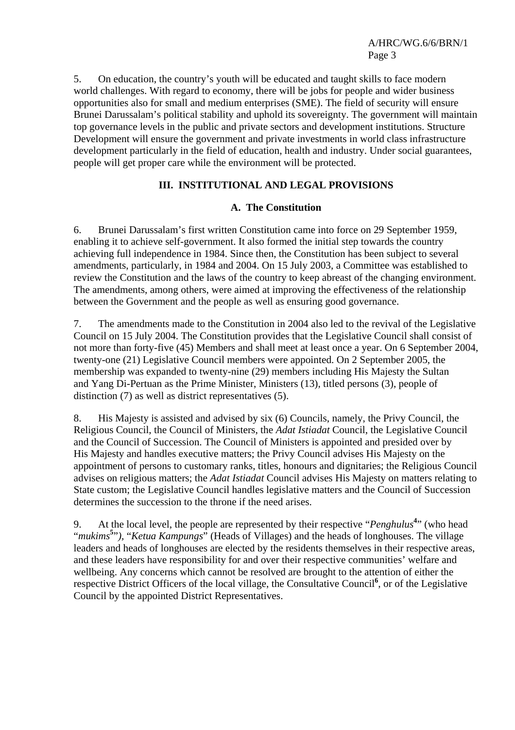5. On education, the country's youth will be educated and taught skills to face modern world challenges. With regard to economy, there will be jobs for people and wider business opportunities also for small and medium enterprises (SME). The field of security will ensure Brunei Darussalam's political stability and uphold its sovereignty. The government will maintain top governance levels in the public and private sectors and development institutions. Structure Development will ensure the government and private investments in world class infrastructure development particularly in the field of education, health and industry. Under social guarantees, people will get proper care while the environment will be protected.

## III. INSTITUTIONAL AND LEGAL PROVISIONS

### A. The Constitution

6. Brunei Darussalam's first written Constitution came into force on 29 September 1959, enabling it to achieve self-government. It also formed the initial step towards the country achieving full independence in 1984. Since then, the Constitution has been subject to several amendments, particularly, in 1984 and 2004. On 15 July 2003, a Committee was established to review the Constitution and the laws of the country to keep abreast of the changing environment. The amendments, among others, were aimed at improving the effectiveness of the relationship between the Government and the people as well as ensuring good governance.

7. The amendments made to the Constitution in 2004 also led to the revival of the Legislative Council on 15 July 2004. The Constitution provides that the Legislative Council shall consist of not more than forty-five (45) Members and shall meet at least once a year. On 6 September 2004, twenty-one (21) Legislative Council members were appointed. On 2 September 2005, the membership was expanded to twenty-nine (29) members including His Majesty the Sultan and Yang Di-Pertuan as the Prime Minister, Ministers (13), titled persons (3), people of distinction (7) as well as district representatives (5).

8. His Majesty is assisted and advised by six (6) Councils, namely, the Privy Council, the Religious Council, the Council of Ministers, the *Adat Istiadat* Council, the Legislative Council and the Council of Succession. The Council of Ministers is appointed and presided over by His Majesty and handles executive matters; the Privy Council advises His Majesty on the appointment of persons to customary ranks, titles, honours and dignitaries; the Religious Council advises on religious matters; the *Adat Istiadat* Council advises His Majesty on matters relating to State custom; the Legislative Council handles legislative matters and the Council of Succession determines the succession to the throne if the need arises.

9. At the local level, the people are represented by their respective "*Penghulus*[4]" (who head "*mukims*[5]"), "*Ketua Kampungs*" (Heads of Villages) and the heads of longhouses. The village leaders and heads of longhouses are elected by the residents themselves in their respective areas, and these leaders have responsibility for and over their respective communities' welfare and wellbeing. Any concerns which cannot be resolved are brought to the attention of either the respective District Officers of the local village, the Consultative Council[6], or of the Legislative Council by the appointed District Representatives.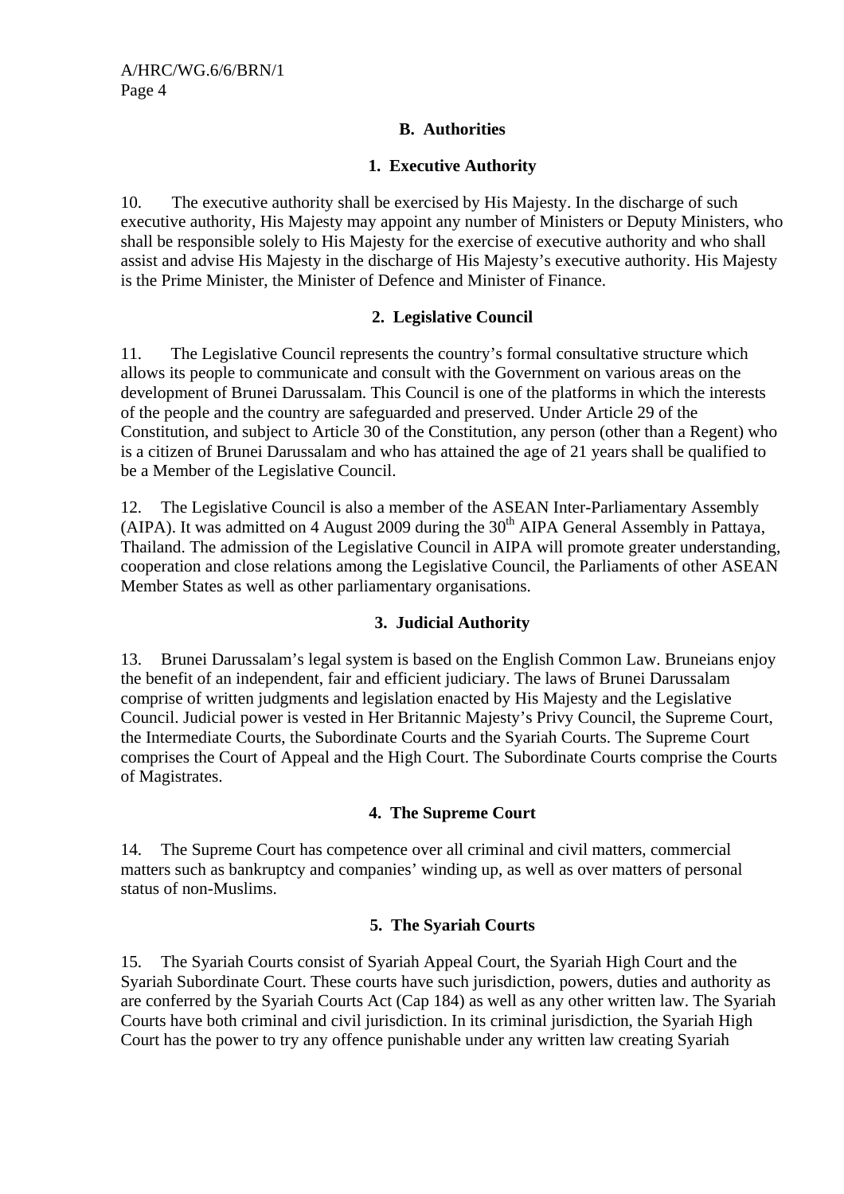## B. Authorities

### 1. Executive Authority

10. The executive authority shall be exercised by His Majesty. In the discharge of such executive authority, His Majesty may appoint any number of Ministers or Deputy Ministers, who shall be responsible solely to His Majesty for the exercise of executive authority and who shall assist and advise His Majesty in the discharge of His Majesty's executive authority. His Majesty is the Prime Minister, the Minister of Defence and Minister of Finance.

### 2. Legislative Council

11. The Legislative Council represents the country's formal consultative structure which allows its people to communicate and consult with the Government on various areas on the development of Brunei Darussalam. This Council is one of the platforms in which the interests of the people and the country are safeguarded and preserved. Under Article 29 of the Constitution, and subject to Article 30 of the Constitution, any person (other than a Regent) who is a citizen of Brunei Darussalam and who has attained the age of 21 years shall be qualified to be a Member of the Legislative Council.

12. The Legislative Council is also a member of the ASEAN Inter-Parliamentary Assembly (AIPA). It was admitted on 4 August 2009 during the 30th AIPA General Assembly in Pattaya, Thailand. The admission of the Legislative Council in AIPA will promote greater understanding, cooperation and close relations among the Legislative Council, the Parliaments of other ASEAN Member States as well as other parliamentary organisations.

### 3. Judicial Authority

13. Brunei Darussalam's legal system is based on the English Common Law. Bruneians enjoy the benefit of an independent, fair and efficient judiciary. The laws of Brunei Darussalam comprise of written judgments and legislation enacted by His Majesty and the Legislative Council. Judicial power is vested in Her Britannic Majesty's Privy Council, the Supreme Court, the Intermediate Courts, the Subordinate Courts and the Syariah Courts. The Supreme Court comprises the Court of Appeal and the High Court. The Subordinate Courts comprise the Courts of Magistrates.

### 4. The Supreme Court

14. The Supreme Court has competence over all criminal and civil matters, commercial matters such as bankruptcy and companies' winding up, as well as over matters of personal status of non-Muslims.

### 5. The Syariah Courts

15. The Syariah Courts consist of Syariah Appeal Court, the Syariah High Court and the Syariah Subordinate Court. These courts have such jurisdiction, powers, duties and authority as are conferred by the Syariah Courts Act (Cap 184) as well as any other written law. The Syariah Courts have both criminal and civil jurisdiction. In its criminal jurisdiction, the Syariah High Court has the power to try any offence punishable under any written law creating Syariah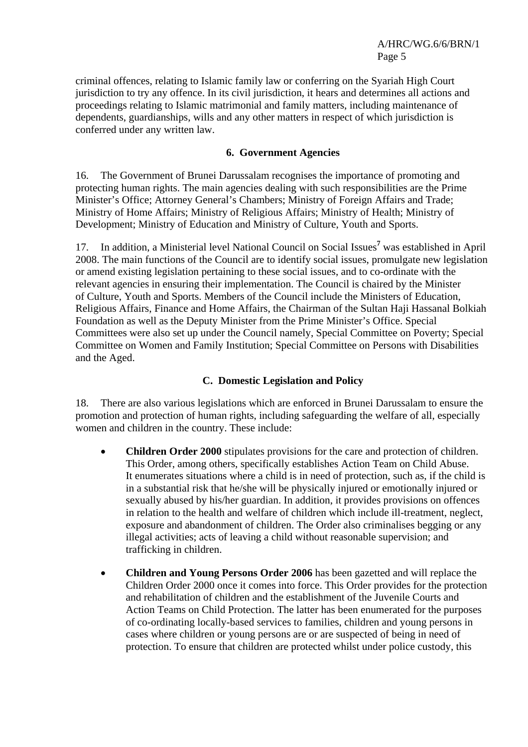criminal offences, relating to Islamic family law or conferring on the Syariah High Court jurisdiction to try any offence. In its civil jurisdiction, it hears and determines all actions and proceedings relating to Islamic matrimonial and family matters, including maintenance of dependents, guardianships, wills and any other matters in respect of which jurisdiction is conferred under any written law.

### 6. Government Agencies

16. The Government of Brunei Darussalam recognises the importance of promoting and protecting human rights. The main agencies dealing with such responsibilities are the Prime Minister's Office; Attorney General's Chambers; Ministry of Foreign Affairs and Trade; Ministry of Home Affairs; Ministry of Religious Affairs; Ministry of Health; Ministry of Development; Ministry of Education and Ministry of Culture, Youth and Sports.

17. In addition, a Ministerial level National Council on Social Issues[7] was established in April 2008. The main functions of the Council are to identify social issues, promulgate new legislation or amend existing legislation pertaining to these social issues, and to co-ordinate with the relevant agencies in ensuring their implementation. The Council is chaired by the Minister of Culture, Youth and Sports. Members of the Council include the Ministers of Education, Religious Affairs, Finance and Home Affairs, the Chairman of the Sultan Haji Hassanal Bolkiah Foundation as well as the Deputy Minister from the Prime Minister's Office. Special Committees were also set up under the Council namely, Special Committee on Poverty; Special Committee on Women and Family Institution; Special Committee on Persons with Disabilities and the Aged.

## C. Domestic Legislation and Policy

18. There are also various legislations which are enforced in Brunei Darussalam to ensure the promotion and protection of human rights, including safeguarding the welfare of all, especially women and children in the country. These include:

- **Children Order 2000** stipulates provisions for the care and protection of children. This Order, among others, specifically establishes Action Team on Child Abuse. It enumerates situations where a child is in need of protection, such as, if the child is in a substantial risk that he/she will be physically injured or emotionally injured or sexually abused by his/her guardian. In addition, it provides provisions on offences in relation to the health and welfare of children which include ill-treatment, neglect, exposure and abandonment of children. The Order also criminalises begging or any illegal activities; acts of leaving a child without reasonable supervision; and trafficking in children.

- **Children and Young Persons Order 2006** has been gazetted and will replace the Children Order 2000 once it comes into force. This Order provides for the protection and rehabilitation of children and the establishment of the Juvenile Courts and Action Teams on Child Protection. The latter has been enumerated for the purposes of co-ordinating locally-based services to families, children and young persons in cases where children or young persons are or are suspected of being in need of protection. To ensure that children are protected whilst under police custody, this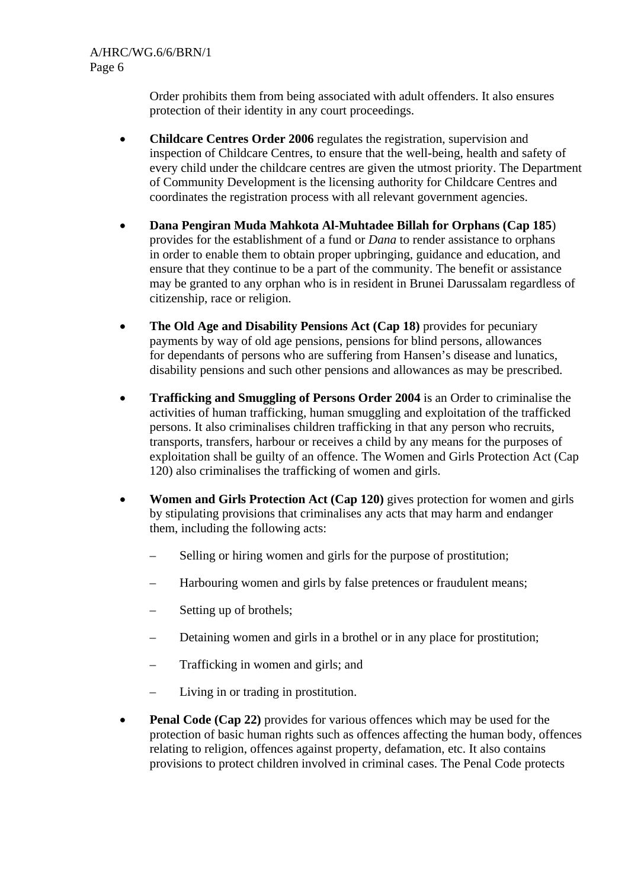Order prohibits them from being associated with adult offenders. It also ensures protection of their identity in any court proceedings.

- **Childcare Centres Order 2006** regulates the registration, supervision and inspection of Childcare Centres, to ensure that the well-being, health and safety of every child under the childcare centres are given the utmost priority. The Department of Community Development is the licensing authority for Childcare Centres and coordinates the registration process with all relevant government agencies.

- **Dana Pengiran Muda Mahkota Al-Muhtadee Billah for Orphans (Cap 185**) provides for the establishment of a fund or *Dana* to render assistance to orphans in order to enable them to obtain proper upbringing, guidance and education, and ensure that they continue to be a part of the community. The benefit or assistance may be granted to any orphan who is in resident in Brunei Darussalam regardless of citizenship, race or religion.

- **The Old Age and Disability Pensions Act (Cap 18)** provides for pecuniary payments by way of old age pensions, pensions for blind persons, allowances for dependants of persons who are suffering from Hansen's disease and lunatics, disability pensions and such other pensions and allowances as may be prescribed.

- **Trafficking and Smuggling of Persons Order 2004** is an Order to criminalise the activities of human trafficking, human smuggling and exploitation of the trafficked persons. It also criminalises children trafficking in that any person who recruits, transports, transfers, harbour or receives a child by any means for the purposes of exploitation shall be guilty of an offence. The Women and Girls Protection Act (Cap 120) also criminalises the trafficking of women and girls.

- **Women and Girls Protection Act (Cap 120)** gives protection for women and girls by stipulating provisions that criminalises any acts that may harm and endanger them, including the following acts:

  - Selling or hiring women and girls for the purpose of prostitution;
  - Harbouring women and girls by false pretences or fraudulent means;
  - Setting up of brothels;
  - Detaining women and girls in a brothel or in any place for prostitution;
  - Trafficking in women and girls; and
  - Living in or trading in prostitution.

- **Penal Code (Cap 22)** provides for various offences which may be used for the protection of basic human rights such as offences affecting the human body, offences relating to religion, offences against property, defamation, etc. It also contains provisions to protect children involved in criminal cases. The Penal Code protects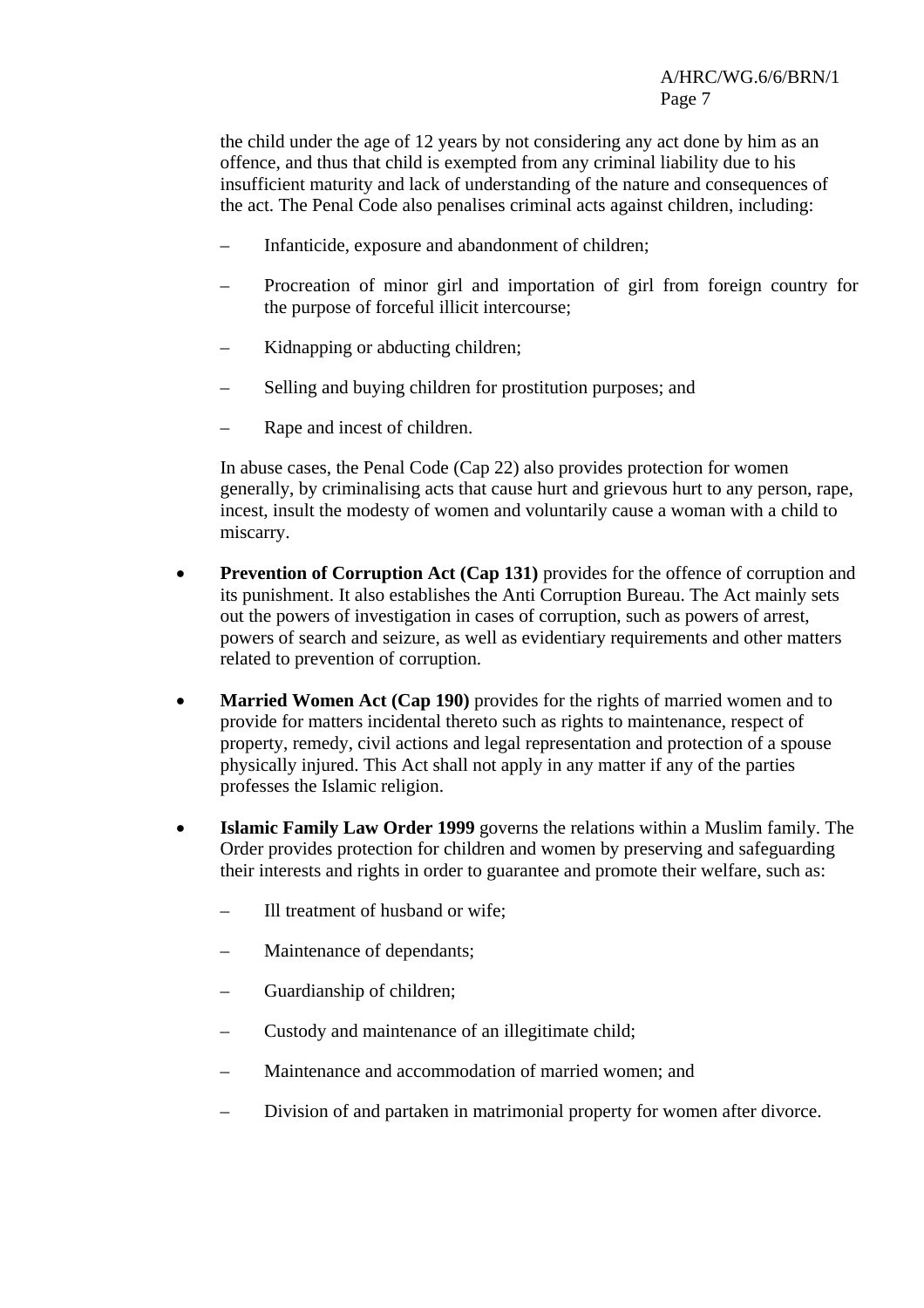the child under the age of 12 years by not considering any act done by him as an offence, and thus that child is exempted from any criminal liability due to his insufficient maturity and lack of understanding of the nature and consequences of the act. The Penal Code also penalises criminal acts against children, including:

- Infanticide, exposure and abandonment of children;
- Procreation of minor girl and importation of girl from foreign country for the purpose of forceful illicit intercourse;
- Kidnapping or abducting children;
- Selling and buying children for prostitution purposes; and
- Rape and incest of children.

In abuse cases, the Penal Code (Cap 22) also provides protection for women generally, by criminalising acts that cause hurt and grievous hurt to any person, rape, incest, insult the modesty of women and voluntarily cause a woman with a child to miscarry.

- **Prevention of Corruption Act (Cap 131)** provides for the offence of corruption and its punishment. It also establishes the Anti Corruption Bureau. The Act mainly sets out the powers of investigation in cases of corruption, such as powers of arrest, powers of search and seizure, as well as evidentiary requirements and other matters related to prevention of corruption.

- **Married Women Act (Cap 190)** provides for the rights of married women and to provide for matters incidental thereto such as rights to maintenance, respect of property, remedy, civil actions and legal representation and protection of a spouse physically injured. This Act shall not apply in any matter if any of the parties professes the Islamic religion.

- **Islamic Family Law Order 1999** governs the relations within a Muslim family. The Order provides protection for children and women by preserving and safeguarding their interests and rights in order to guarantee and promote their welfare, such as:

  - Ill treatment of husband or wife;
  - Maintenance of dependants;
  - Guardianship of children;
  - Custody and maintenance of an illegitimate child;
  - Maintenance and accommodation of married women; and
  - Division of and partaken in matrimonial property for women after divorce.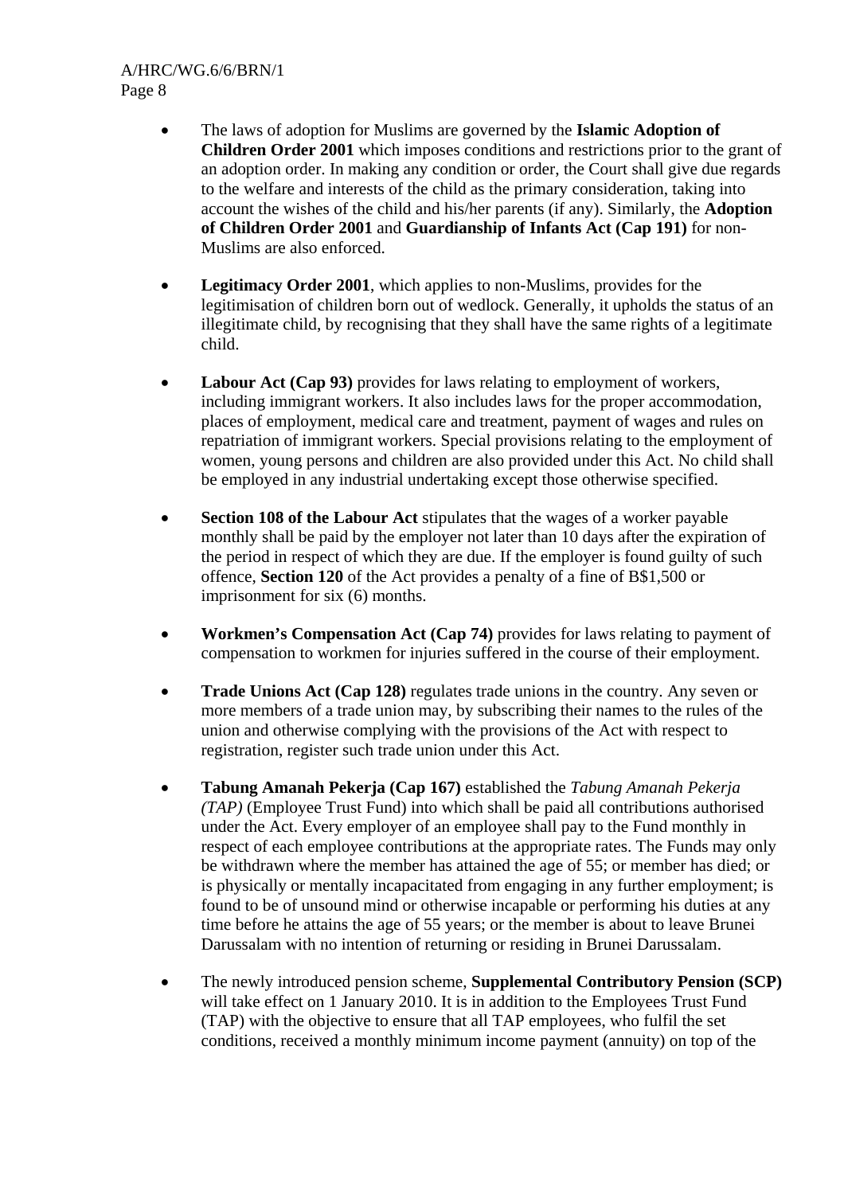- The laws of adoption for Muslims are governed by the **Islamic Adoption of Children Order 2001** which imposes conditions and restrictions prior to the grant of an adoption order. In making any condition or order, the Court shall give due regards to the welfare and interests of the child as the primary consideration, taking into account the wishes of the child and his/her parents (if any). Similarly, the **Adoption of Children Order 2001** and **Guardianship of Infants Act (Cap 191)** for non-Muslims are also enforced.

- **Legitimacy Order 2001**, which applies to non-Muslims, provides for the legitimisation of children born out of wedlock. Generally, it upholds the status of an illegitimate child, by recognising that they shall have the same rights of a legitimate child.

- **Labour Act (Cap 93)** provides for laws relating to employment of workers, including immigrant workers. It also includes laws for the proper accommodation, places of employment, medical care and treatment, payment of wages and rules on repatriation of immigrant workers. Special provisions relating to the employment of women, young persons and children are also provided under this Act. No child shall be employed in any industrial undertaking except those otherwise specified.

- **Section 108 of the Labour Act** stipulates that the wages of a worker payable monthly shall be paid by the employer not later than 10 days after the expiration of the period in respect of which they are due. If the employer is found guilty of such offence, **Section 120** of the Act provides a penalty of a fine of B$1,500 or imprisonment for six (6) months.

- **Workmen's Compensation Act (Cap 74)** provides for laws relating to payment of compensation to workmen for injuries suffered in the course of their employment.

- **Trade Unions Act (Cap 128)** regulates trade unions in the country. Any seven or more members of a trade union may, by subscribing their names to the rules of the union and otherwise complying with the provisions of the Act with respect to registration, register such trade union under this Act.

- **Tabung Amanah Pekerja (Cap 167)** established the *Tabung Amanah Pekerja (TAP)* (Employee Trust Fund) into which shall be paid all contributions authorised under the Act. Every employer of an employee shall pay to the Fund monthly in respect of each employee contributions at the appropriate rates. The Funds may only be withdrawn where the member has attained the age of 55; or member has died; or is physically or mentally incapacitated from engaging in any further employment; is found to be of unsound mind or otherwise incapable or performing his duties at any time before he attains the age of 55 years; or the member is about to leave Brunei Darussalam with no intention of returning or residing in Brunei Darussalam.

- The newly introduced pension scheme, **Supplemental Contributory Pension (SCP)** will take effect on 1 January 2010. It is in addition to the Employees Trust Fund (TAP) with the objective to ensure that all TAP employees, who fulfil the set conditions, received a monthly minimum income payment (annuity) on top of the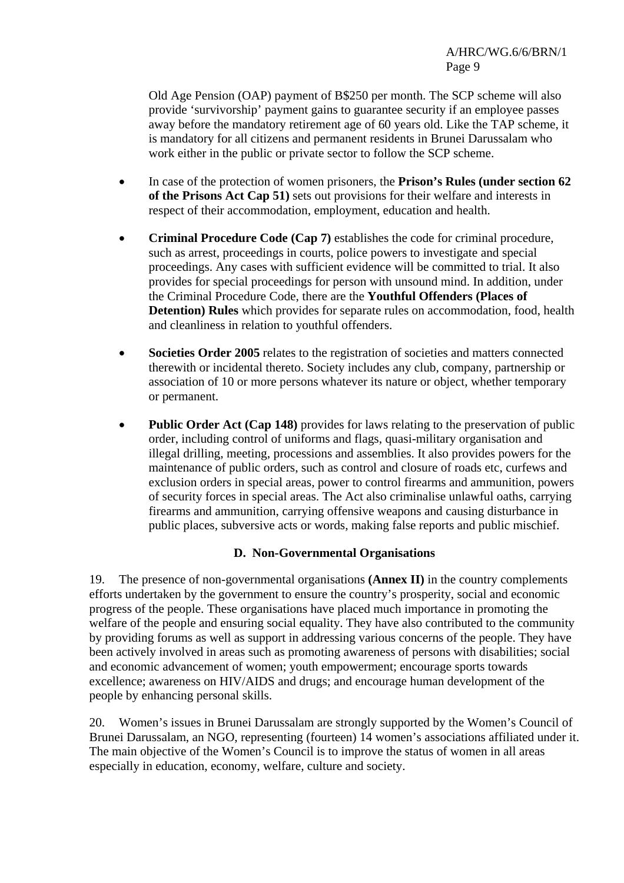Old Age Pension (OAP) payment of B$250 per month. The SCP scheme will also provide 'survivorship' payment gains to guarantee security if an employee passes away before the mandatory retirement age of 60 years old. Like the TAP scheme, it is mandatory for all citizens and permanent residents in Brunei Darussalam who work either in the public or private sector to follow the SCP scheme.

- In case of the protection of women prisoners, the **Prison's Rules (under section 62 of the Prisons Act Cap 51)** sets out provisions for their welfare and interests in respect of their accommodation, employment, education and health.

- **Criminal Procedure Code (Cap 7)** establishes the code for criminal procedure, such as arrest, proceedings in courts, police powers to investigate and special proceedings. Any cases with sufficient evidence will be committed to trial. It also provides for special proceedings for person with unsound mind. In addition, under the Criminal Procedure Code, there are the **Youthful Offenders (Places of Detention) Rules** which provides for separate rules on accommodation, food, health and cleanliness in relation to youthful offenders.

- **Societies Order 2005** relates to the registration of societies and matters connected therewith or incidental thereto. Society includes any club, company, partnership or association of 10 or more persons whatever its nature or object, whether temporary or permanent.

- **Public Order Act (Cap 148)** provides for laws relating to the preservation of public order, including control of uniforms and flags, quasi-military organisation and illegal drilling, meeting, processions and assemblies. It also provides powers for the maintenance of public orders, such as control and closure of roads etc, curfews and exclusion orders in special areas, power to control firearms and ammunition, powers of security forces in special areas. The Act also criminalise unlawful oaths, carrying firearms and ammunition, carrying offensive weapons and causing disturbance in public places, subversive acts or words, making false reports and public mischief.

### D. Non-Governmental Organisations

19. The presence of non-governmental organisations **(Annex II)** in the country complements efforts undertaken by the government to ensure the country's prosperity, social and economic progress of the people. These organisations have placed much importance in promoting the welfare of the people and ensuring social equality. They have also contributed to the community by providing forums as well as support in addressing various concerns of the people. They have been actively involved in areas such as promoting awareness of persons with disabilities; social and economic advancement of women; youth empowerment; encourage sports towards excellence; awareness on HIV/AIDS and drugs; and encourage human development of the people by enhancing personal skills.

20. Women's issues in Brunei Darussalam are strongly supported by the Women's Council of Brunei Darussalam, an NGO, representing (fourteen) 14 women's associations affiliated under it. The main objective of the Women's Council is to improve the status of women in all areas especially in education, economy, welfare, culture and society.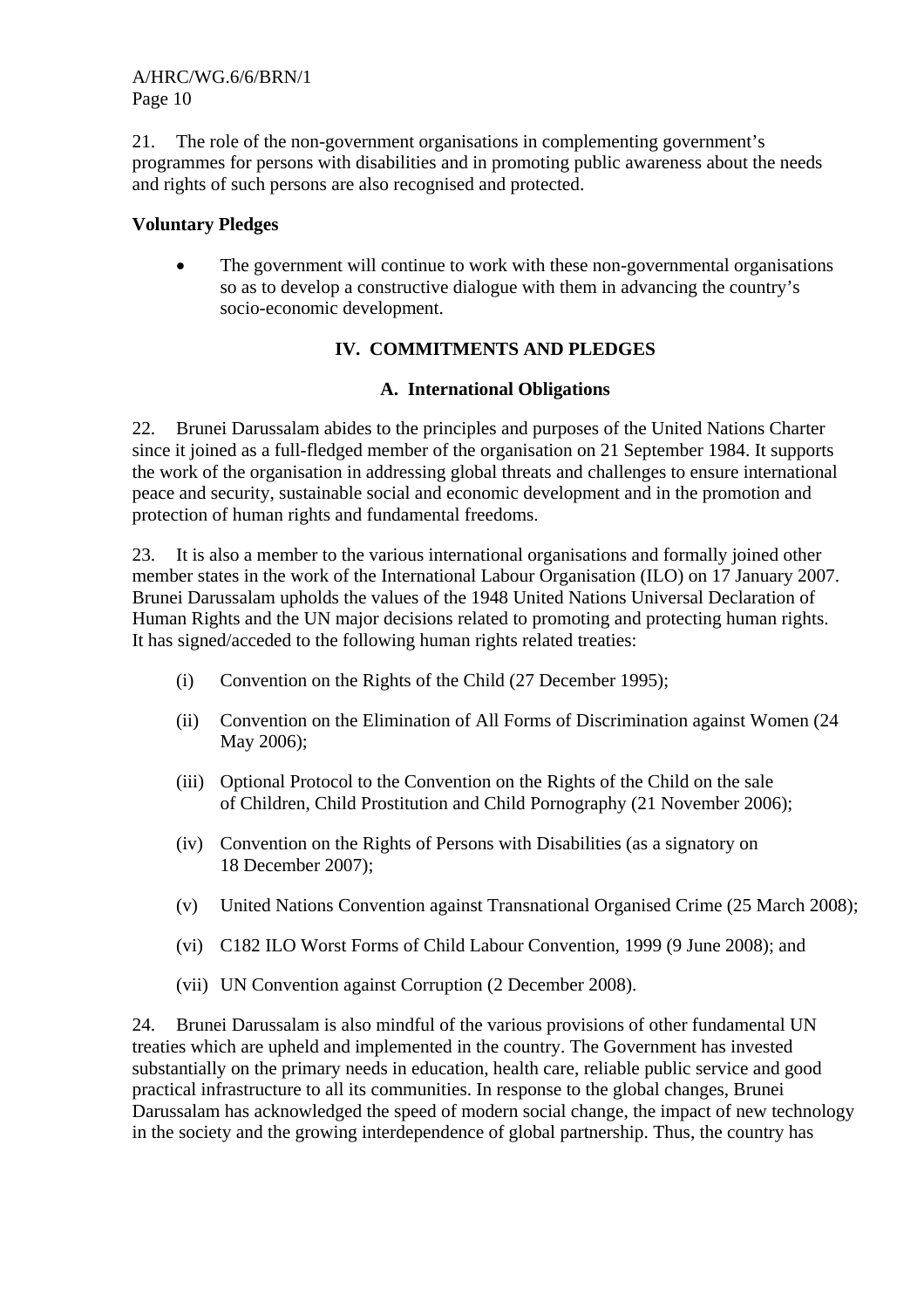21. The role of the non-government organisations in complementing government's programmes for persons with disabilities and in promoting public awareness about the needs and rights of such persons are also recognised and protected.

**Voluntary Pledges**

- The government will continue to work with these non-governmental organisations so as to develop a constructive dialogue with them in advancing the country's socio-economic development.

## IV. COMMITMENTS AND PLEDGES

### A. International Obligations

22. Brunei Darussalam abides to the principles and purposes of the United Nations Charter since it joined as a full-fledged member of the organisation on 21 September 1984. It supports the work of the organisation in addressing global threats and challenges to ensure international peace and security, sustainable social and economic development and in the promotion and protection of human rights and fundamental freedoms.

23. It is also a member to the various international organisations and formally joined other member states in the work of the International Labour Organisation (ILO) on 17 January 2007. Brunei Darussalam upholds the values of the 1948 United Nations Universal Declaration of Human Rights and the UN major decisions related to promoting and protecting human rights. It has signed/acceded to the following human rights related treaties:

(i) Convention on the Rights of the Child (27 December 1995);

(ii) Convention on the Elimination of All Forms of Discrimination against Women (24 May 2006);

(iii) Optional Protocol to the Convention on the Rights of the Child on the sale of Children, Child Prostitution and Child Pornography (21 November 2006);

(iv) Convention on the Rights of Persons with Disabilities (as a signatory on 18 December 2007);

(v) United Nations Convention against Transnational Organised Crime (25 March 2008);

(vi) C182 ILO Worst Forms of Child Labour Convention, 1999 (9 June 2008); and

(vii) UN Convention against Corruption (2 December 2008).

24. Brunei Darussalam is also mindful of the various provisions of other fundamental UN treaties which are upheld and implemented in the country. The Government has invested substantially on the primary needs in education, health care, reliable public service and good practical infrastructure to all its communities. In response to the global changes, Brunei Darussalam has acknowledged the speed of modern social change, the impact of new technology in the society and the growing interdependence of global partnership. Thus, the country has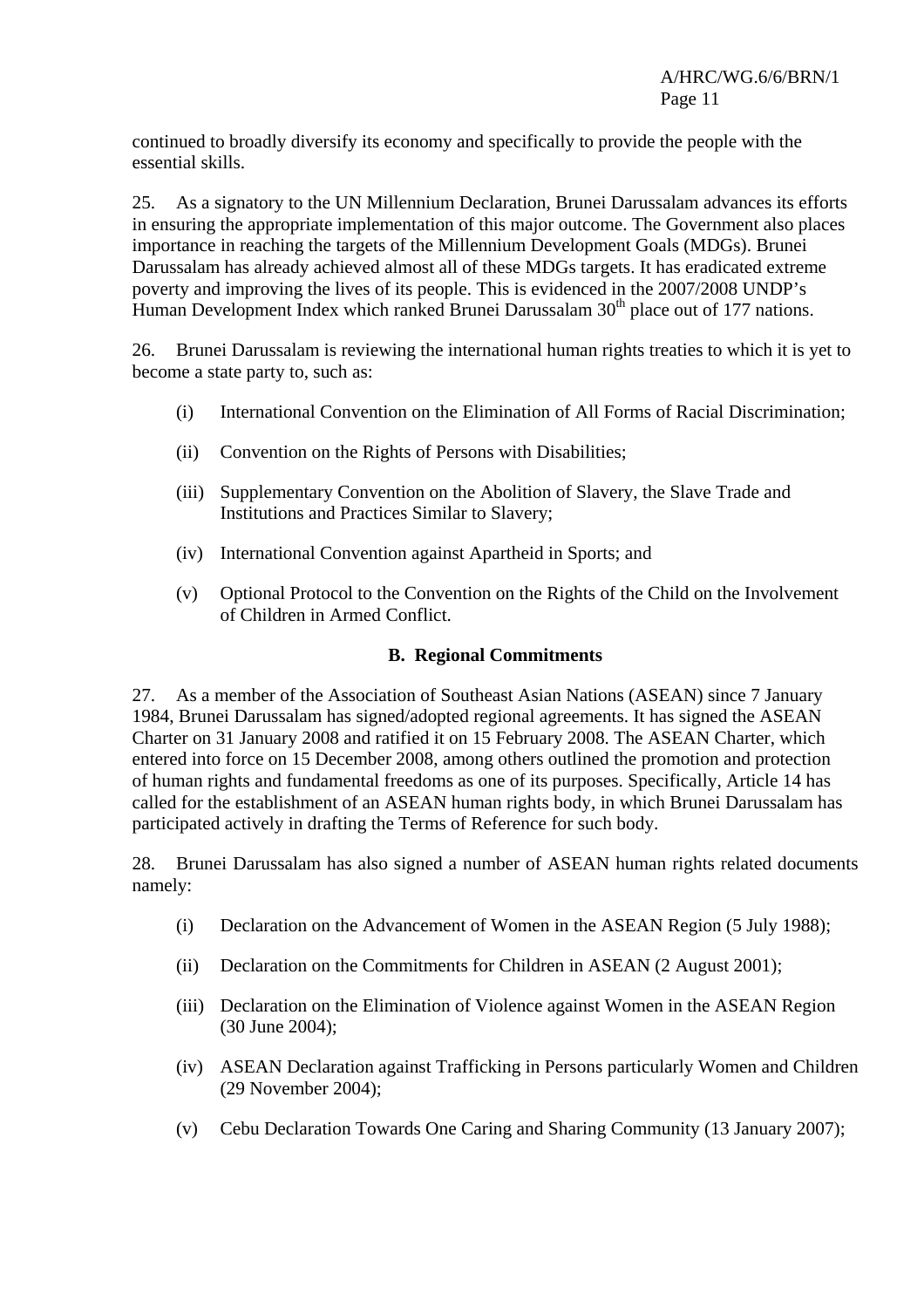continued to broadly diversify its economy and specifically to provide the people with the essential skills.

25. As a signatory to the UN Millennium Declaration, Brunei Darussalam advances its efforts in ensuring the appropriate implementation of this major outcome. The Government also places importance in reaching the targets of the Millennium Development Goals (MDGs). Brunei Darussalam has already achieved almost all of these MDGs targets. It has eradicated extreme poverty and improving the lives of its people. This is evidenced in the 2007/2008 UNDP's Human Development Index which ranked Brunei Darussalam 30th place out of 177 nations.

26. Brunei Darussalam is reviewing the international human rights treaties to which it is yet to become a state party to, such as:

(i) International Convention on the Elimination of All Forms of Racial Discrimination;

(ii) Convention on the Rights of Persons with Disabilities;

(iii) Supplementary Convention on the Abolition of Slavery, the Slave Trade and Institutions and Practices Similar to Slavery;

(iv) International Convention against Apartheid in Sports; and

(v) Optional Protocol to the Convention on the Rights of the Child on the Involvement of Children in Armed Conflict.

## B. Regional Commitments

27. As a member of the Association of Southeast Asian Nations (ASEAN) since 7 January 1984, Brunei Darussalam has signed/adopted regional agreements. It has signed the ASEAN Charter on 31 January 2008 and ratified it on 15 February 2008. The ASEAN Charter, which entered into force on 15 December 2008, among others outlined the promotion and protection of human rights and fundamental freedoms as one of its purposes. Specifically, Article 14 has called for the establishment of an ASEAN human rights body, in which Brunei Darussalam has participated actively in drafting the Terms of Reference for such body.

28. Brunei Darussalam has also signed a number of ASEAN human rights related documents namely:

(i) Declaration on the Advancement of Women in the ASEAN Region (5 July 1988);

(ii) Declaration on the Commitments for Children in ASEAN (2 August 2001);

(iii) Declaration on the Elimination of Violence against Women in the ASEAN Region (30 June 2004);

(iv) ASEAN Declaration against Trafficking in Persons particularly Women and Children (29 November 2004);

(v) Cebu Declaration Towards One Caring and Sharing Community (13 January 2007);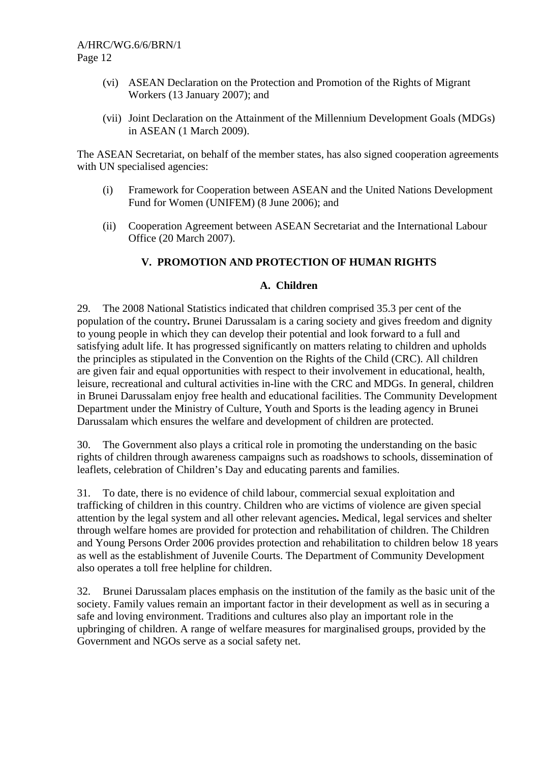(vi) ASEAN Declaration on the Protection and Promotion of the Rights of Migrant Workers (13 January 2007); and

(vii) Joint Declaration on the Attainment of the Millennium Development Goals (MDGs) in ASEAN (1 March 2009).

The ASEAN Secretariat, on behalf of the member states, has also signed cooperation agreements with UN specialised agencies:

(i) Framework for Cooperation between ASEAN and the United Nations Development Fund for Women (UNIFEM) (8 June 2006); and

(ii) Cooperation Agreement between ASEAN Secretariat and the International Labour Office (20 March 2007).

## V. PROMOTION AND PROTECTION OF HUMAN RIGHTS

### A. Children

29. The 2008 National Statistics indicated that children comprised 35.3 per cent of the population of the country**.** Brunei Darussalam is a caring society and gives freedom and dignity to young people in which they can develop their potential and look forward to a full and satisfying adult life. It has progressed significantly on matters relating to children and upholds the principles as stipulated in the Convention on the Rights of the Child (CRC). All children are given fair and equal opportunities with respect to their involvement in educational, health, leisure, recreational and cultural activities in-line with the CRC and MDGs. In general, children in Brunei Darussalam enjoy free health and educational facilities. The Community Development Department under the Ministry of Culture, Youth and Sports is the leading agency in Brunei Darussalam which ensures the welfare and development of children are protected.

30. The Government also plays a critical role in promoting the understanding on the basic rights of children through awareness campaigns such as roadshows to schools, dissemination of leaflets, celebration of Children's Day and educating parents and families.

31. To date, there is no evidence of child labour, commercial sexual exploitation and trafficking of children in this country. Children who are victims of violence are given special attention by the legal system and all other relevant agencies**.** Medical, legal services and shelter through welfare homes are provided for protection and rehabilitation of children. The Children and Young Persons Order 2006 provides protection and rehabilitation to children below 18 years as well as the establishment of Juvenile Courts. The Department of Community Development also operates a toll free helpline for children.

32. Brunei Darussalam places emphasis on the institution of the family as the basic unit of the society. Family values remain an important factor in their development as well as in securing a safe and loving environment. Traditions and cultures also play an important role in the upbringing of children. A range of welfare measures for marginalised groups, provided by the Government and NGOs serve as a social safety net.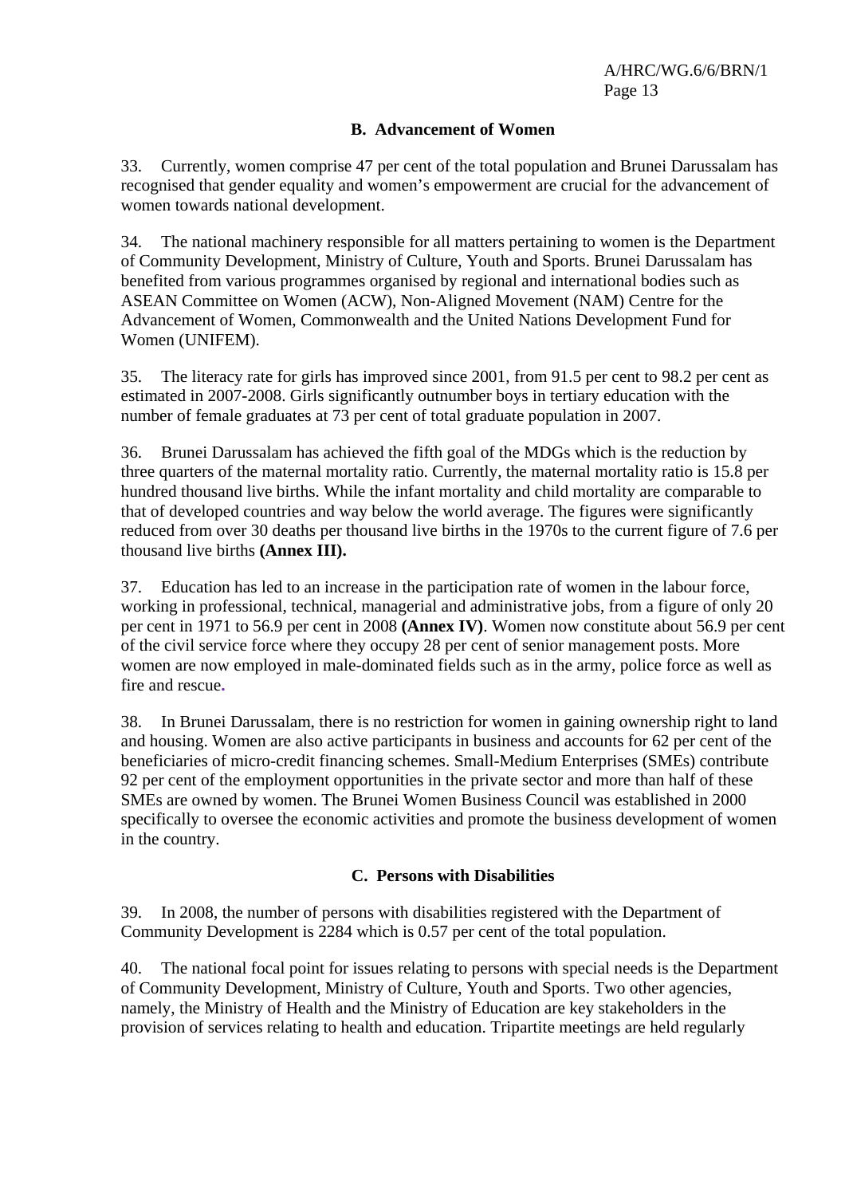### B. Advancement of Women

33. Currently, women comprise 47 per cent of the total population and Brunei Darussalam has recognised that gender equality and women's empowerment are crucial for the advancement of women towards national development.

34. The national machinery responsible for all matters pertaining to women is the Department of Community Development, Ministry of Culture, Youth and Sports. Brunei Darussalam has benefited from various programmes organised by regional and international bodies such as ASEAN Committee on Women (ACW), Non-Aligned Movement (NAM) Centre for the Advancement of Women, Commonwealth and the United Nations Development Fund for Women (UNIFEM).

35. The literacy rate for girls has improved since 2001, from 91.5 per cent to 98.2 per cent as estimated in 2007-2008. Girls significantly outnumber boys in tertiary education with the number of female graduates at 73 per cent of total graduate population in 2007.

36. Brunei Darussalam has achieved the fifth goal of the MDGs which is the reduction by three quarters of the maternal mortality ratio. Currently, the maternal mortality ratio is 15.8 per hundred thousand live births. While the infant mortality and child mortality are comparable to that of developed countries and way below the world average. The figures were significantly reduced from over 30 deaths per thousand live births in the 1970s to the current figure of 7.6 per thousand live births **(Annex III).**

37. Education has led to an increase in the participation rate of women in the labour force, working in professional, technical, managerial and administrative jobs, from a figure of only 20 per cent in 1971 to 56.9 per cent in 2008 **(Annex IV)**. Women now constitute about 56.9 per cent of the civil service force where they occupy 28 per cent of senior management posts. More women are now employed in male-dominated fields such as in the army, police force as well as fire and rescue.

38. In Brunei Darussalam, there is no restriction for women in gaining ownership right to land and housing. Women are also active participants in business and accounts for 62 per cent of the beneficiaries of micro-credit financing schemes. Small-Medium Enterprises (SMEs) contribute 92 per cent of the employment opportunities in the private sector and more than half of these SMEs are owned by women. The Brunei Women Business Council was established in 2000 specifically to oversee the economic activities and promote the business development of women in the country.

### C. Persons with Disabilities

39. In 2008, the number of persons with disabilities registered with the Department of Community Development is 2284 which is 0.57 per cent of the total population.

40. The national focal point for issues relating to persons with special needs is the Department of Community Development, Ministry of Culture, Youth and Sports. Two other agencies, namely, the Ministry of Health and the Ministry of Education are key stakeholders in the provision of services relating to health and education. Tripartite meetings are held regularly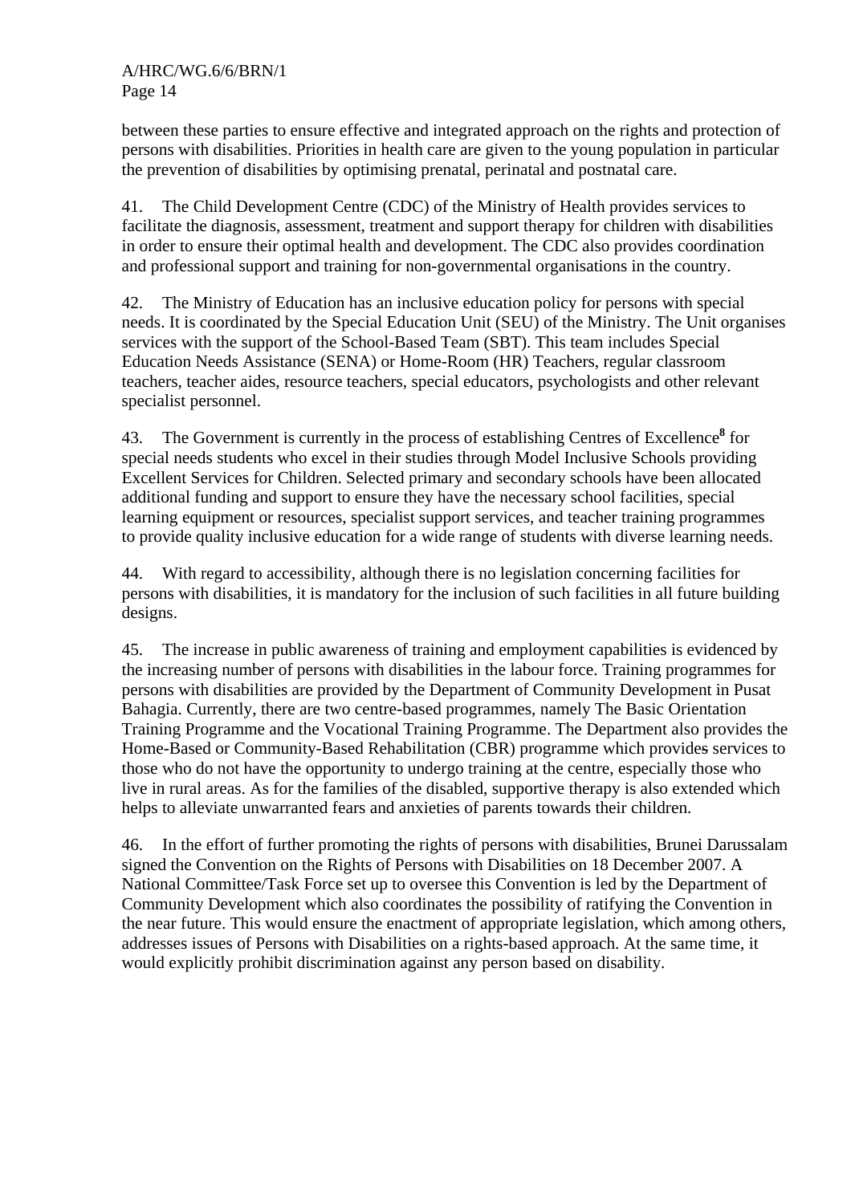between these parties to ensure effective and integrated approach on the rights and protection of persons with disabilities. Priorities in health care are given to the young population in particular the prevention of disabilities by optimising prenatal, perinatal and postnatal care.

41. The Child Development Centre (CDC) of the Ministry of Health provides services to facilitate the diagnosis, assessment, treatment and support therapy for children with disabilities in order to ensure their optimal health and development. The CDC also provides coordination and professional support and training for non-governmental organisations in the country.

42. The Ministry of Education has an inclusive education policy for persons with special needs. It is coordinated by the Special Education Unit (SEU) of the Ministry. The Unit organises services with the support of the School-Based Team (SBT). This team includes Special Education Needs Assistance (SENA) or Home-Room (HR) Teachers, regular classroom teachers, teacher aides, resource teachers, special educators, psychologists and other relevant specialist personnel.

43. The Government is currently in the process of establishing Centres of Excellence[8] for special needs students who excel in their studies through Model Inclusive Schools providing Excellent Services for Children. Selected primary and secondary schools have been allocated additional funding and support to ensure they have the necessary school facilities, special learning equipment or resources, specialist support services, and teacher training programmes to provide quality inclusive education for a wide range of students with diverse learning needs.

44. With regard to accessibility, although there is no legislation concerning facilities for persons with disabilities, it is mandatory for the inclusion of such facilities in all future building designs.

45. The increase in public awareness of training and employment capabilities is evidenced by the increasing number of persons with disabilities in the labour force. Training programmes for persons with disabilities are provided by the Department of Community Development in Pusat Bahagia. Currently, there are two centre-based programmes, namely The Basic Orientation Training Programme and the Vocational Training Programme. The Department also provides the Home-Based or Community-Based Rehabilitation (CBR) programme which provides services to those who do not have the opportunity to undergo training at the centre, especially those who live in rural areas. As for the families of the disabled, supportive therapy is also extended which helps to alleviate unwarranted fears and anxieties of parents towards their children.

46. In the effort of further promoting the rights of persons with disabilities, Brunei Darussalam signed the Convention on the Rights of Persons with Disabilities on 18 December 2007. A National Committee/Task Force set up to oversee this Convention is led by the Department of Community Development which also coordinates the possibility of ratifying the Convention in the near future. This would ensure the enactment of appropriate legislation, which among others, addresses issues of Persons with Disabilities on a rights-based approach. At the same time, it would explicitly prohibit discrimination against any person based on disability.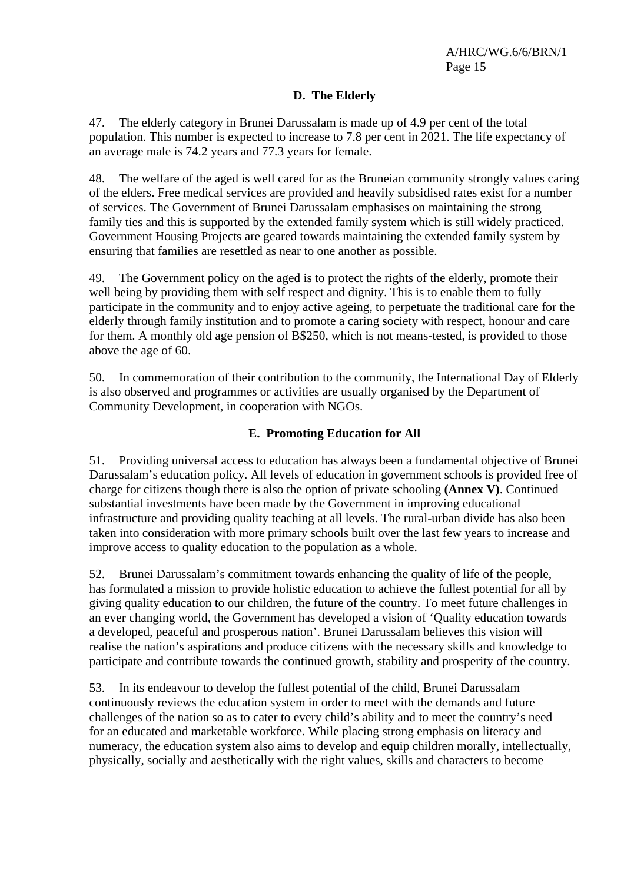### D. The Elderly

47. The elderly category in Brunei Darussalam is made up of 4.9 per cent of the total population. This number is expected to increase to 7.8 per cent in 2021. The life expectancy of an average male is 74.2 years and 77.3 years for female.

48. The welfare of the aged is well cared for as the Bruneian community strongly values caring of the elders. Free medical services are provided and heavily subsidised rates exist for a number of services. The Government of Brunei Darussalam emphasises on maintaining the strong family ties and this is supported by the extended family system which is still widely practiced. Government Housing Projects are geared towards maintaining the extended family system by ensuring that families are resettled as near to one another as possible.

49. The Government policy on the aged is to protect the rights of the elderly, promote their well being by providing them with self respect and dignity. This is to enable them to fully participate in the community and to enjoy active ageing, to perpetuate the traditional care for the elderly through family institution and to promote a caring society with respect, honour and care for them. A monthly old age pension of B$250, which is not means-tested, is provided to those above the age of 60.

50. In commemoration of their contribution to the community, the International Day of Elderly is also observed and programmes or activities are usually organised by the Department of Community Development, in cooperation with NGOs.

### E. Promoting Education for All

51. Providing universal access to education has always been a fundamental objective of Brunei Darussalam's education policy. All levels of education in government schools is provided free of charge for citizens though there is also the option of private schooling **(Annex V)**. Continued substantial investments have been made by the Government in improving educational infrastructure and providing quality teaching at all levels. The rural-urban divide has also been taken into consideration with more primary schools built over the last few years to increase and improve access to quality education to the population as a whole.

52. Brunei Darussalam's commitment towards enhancing the quality of life of the people, has formulated a mission to provide holistic education to achieve the fullest potential for all by giving quality education to our children, the future of the country. To meet future challenges in an ever changing world, the Government has developed a vision of 'Quality education towards a developed, peaceful and prosperous nation'. Brunei Darussalam believes this vision will realise the nation's aspirations and produce citizens with the necessary skills and knowledge to participate and contribute towards the continued growth, stability and prosperity of the country.

53. In its endeavour to develop the fullest potential of the child, Brunei Darussalam continuously reviews the education system in order to meet with the demands and future challenges of the nation so as to cater to every child's ability and to meet the country's need for an educated and marketable workforce. While placing strong emphasis on literacy and numeracy, the education system also aims to develop and equip children morally, intellectually, physically, socially and aesthetically with the right values, skills and characters to become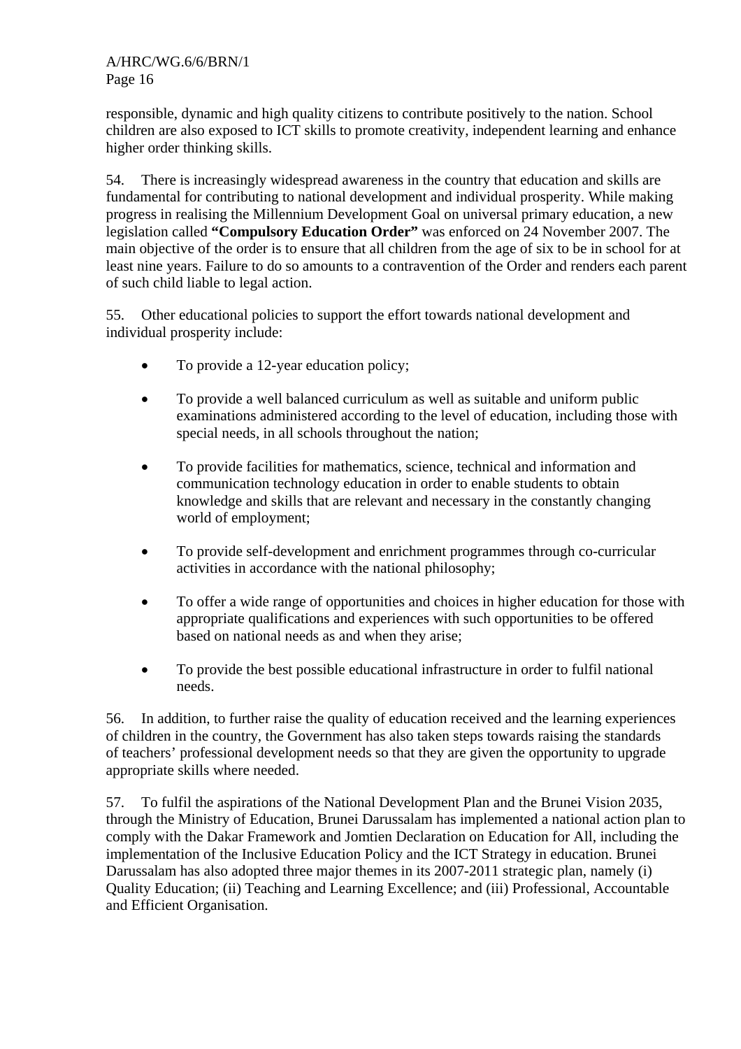responsible, dynamic and high quality citizens to contribute positively to the nation. School children are also exposed to ICT skills to promote creativity, independent learning and enhance higher order thinking skills.

54. There is increasingly widespread awareness in the country that education and skills are fundamental for contributing to national development and individual prosperity. While making progress in realising the Millennium Development Goal on universal primary education, a new legislation called **"Compulsory Education Order"** was enforced on 24 November 2007. The main objective of the order is to ensure that all children from the age of six to be in school for at least nine years. Failure to do so amounts to a contravention of the Order and renders each parent of such child liable to legal action.

55. Other educational policies to support the effort towards national development and individual prosperity include:

- To provide a 12-year education policy;
- To provide a well balanced curriculum as well as suitable and uniform public examinations administered according to the level of education, including those with special needs, in all schools throughout the nation;
- To provide facilities for mathematics, science, technical and information and communication technology education in order to enable students to obtain knowledge and skills that are relevant and necessary in the constantly changing world of employment;
- To provide self-development and enrichment programmes through co-curricular activities in accordance with the national philosophy;
- To offer a wide range of opportunities and choices in higher education for those with appropriate qualifications and experiences with such opportunities to be offered based on national needs as and when they arise;
- To provide the best possible educational infrastructure in order to fulfil national needs.

56. In addition, to further raise the quality of education received and the learning experiences of children in the country, the Government has also taken steps towards raising the standards of teachers' professional development needs so that they are given the opportunity to upgrade appropriate skills where needed.

57. To fulfil the aspirations of the National Development Plan and the Brunei Vision 2035, through the Ministry of Education, Brunei Darussalam has implemented a national action plan to comply with the Dakar Framework and Jomtien Declaration on Education for All, including the implementation of the Inclusive Education Policy and the ICT Strategy in education. Brunei Darussalam has also adopted three major themes in its 2007-2011 strategic plan, namely (i) Quality Education; (ii) Teaching and Learning Excellence; and (iii) Professional, Accountable and Efficient Organisation.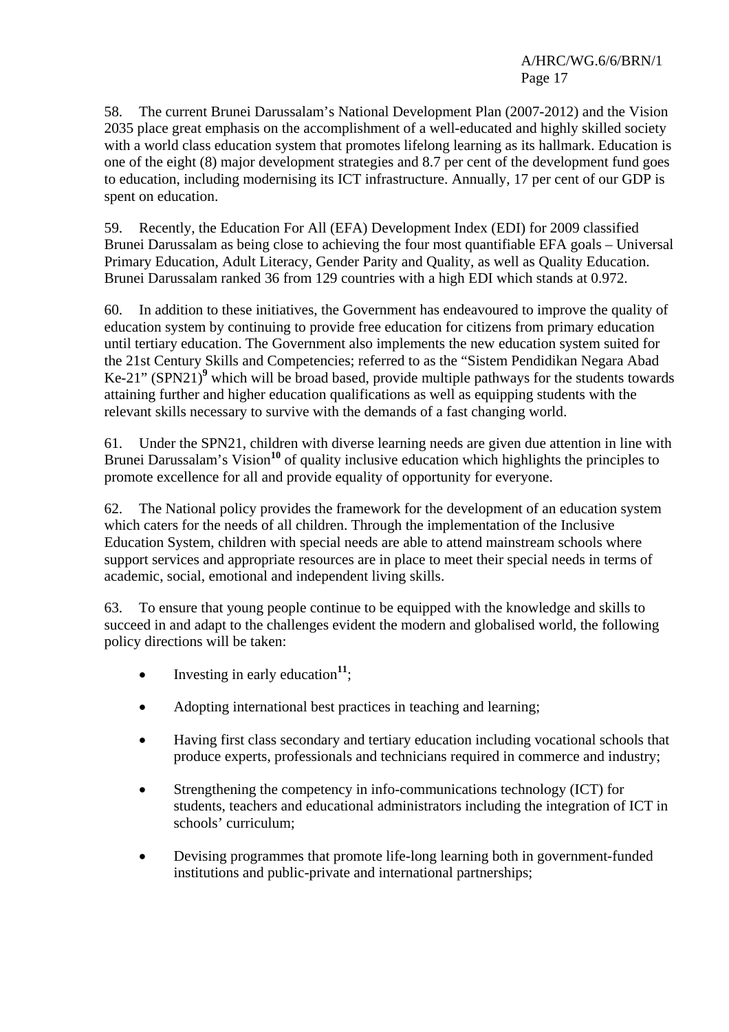58. The current Brunei Darussalam's National Development Plan (2007-2012) and the Vision 2035 place great emphasis on the accomplishment of a well-educated and highly skilled society with a world class education system that promotes lifelong learning as its hallmark. Education is one of the eight (8) major development strategies and 8.7 per cent of the development fund goes to education, including modernising its ICT infrastructure. Annually, 17 per cent of our GDP is spent on education.

59. Recently, the Education For All (EFA) Development Index (EDI) for 2009 classified Brunei Darussalam as being close to achieving the four most quantifiable EFA goals – Universal Primary Education, Adult Literacy, Gender Parity and Quality, as well as Quality Education. Brunei Darussalam ranked 36 from 129 countries with a high EDI which stands at 0.972.

60. In addition to these initiatives, the Government has endeavoured to improve the quality of education system by continuing to provide free education for citizens from primary education until tertiary education. The Government also implements the new education system suited for the 21st Century Skills and Competencies; referred to as the "Sistem Pendidikan Negara Abad Ke-21" (SPN21)[9] which will be broad based, provide multiple pathways for the students towards attaining further and higher education qualifications as well as equipping students with the relevant skills necessary to survive with the demands of a fast changing world.

61. Under the SPN21, children with diverse learning needs are given due attention in line with Brunei Darussalam's Vision[10] of quality inclusive education which highlights the principles to promote excellence for all and provide equality of opportunity for everyone.

62. The National policy provides the framework for the development of an education system which caters for the needs of all children. Through the implementation of the Inclusive Education System, children with special needs are able to attend mainstream schools where support services and appropriate resources are in place to meet their special needs in terms of academic, social, emotional and independent living skills.

63. To ensure that young people continue to be equipped with the knowledge and skills to succeed in and adapt to the challenges evident the modern and globalised world, the following policy directions will be taken:

- Investing in early education[11];
- Adopting international best practices in teaching and learning;
- Having first class secondary and tertiary education including vocational schools that produce experts, professionals and technicians required in commerce and industry;
- Strengthening the competency in info-communications technology (ICT) for students, teachers and educational administrators including the integration of ICT in schools' curriculum;
- Devising programmes that promote life-long learning both in government-funded institutions and public-private and international partnerships;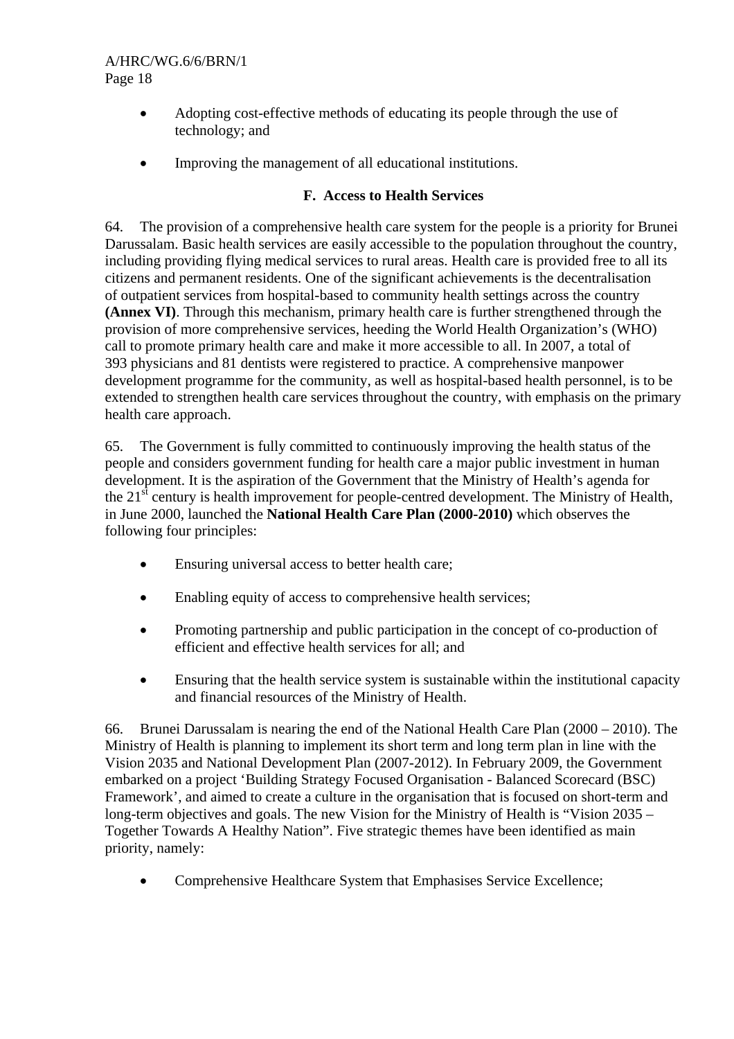- Adopting cost-effective methods of educating its people through the use of technology; and
- Improving the management of all educational institutions.

### F. Access to Health Services

64. The provision of a comprehensive health care system for the people is a priority for Brunei Darussalam. Basic health services are easily accessible to the population throughout the country, including providing flying medical services to rural areas. Health care is provided free to all its citizens and permanent residents. One of the significant achievements is the decentralisation of outpatient services from hospital-based to community health settings across the country **(Annex VI)**. Through this mechanism, primary health care is further strengthened through the provision of more comprehensive services, heeding the World Health Organization's (WHO) call to promote primary health care and make it more accessible to all. In 2007, a total of 393 physicians and 81 dentists were registered to practice. A comprehensive manpower development programme for the community, as well as hospital-based health personnel, is to be extended to strengthen health care services throughout the country, with emphasis on the primary health care approach.

65. The Government is fully committed to continuously improving the health status of the people and considers government funding for health care a major public investment in human development. It is the aspiration of the Government that the Ministry of Health's agenda for the 21st century is health improvement for people-centred development. The Ministry of Health, in June 2000, launched the **National Health Care Plan (2000-2010)** which observes the following four principles:

- Ensuring universal access to better health care;
- Enabling equity of access to comprehensive health services;
- Promoting partnership and public participation in the concept of co-production of efficient and effective health services for all; and
- Ensuring that the health service system is sustainable within the institutional capacity and financial resources of the Ministry of Health.

66. Brunei Darussalam is nearing the end of the National Health Care Plan (2000 – 2010). The Ministry of Health is planning to implement its short term and long term plan in line with the Vision 2035 and National Development Plan (2007-2012). In February 2009, the Government embarked on a project 'Building Strategy Focused Organisation - Balanced Scorecard (BSC) Framework', and aimed to create a culture in the organisation that is focused on short-term and long-term objectives and goals. The new Vision for the Ministry of Health is "Vision 2035 – Together Towards A Healthy Nation". Five strategic themes have been identified as main priority, namely:

- Comprehensive Healthcare System that Emphasises Service Excellence;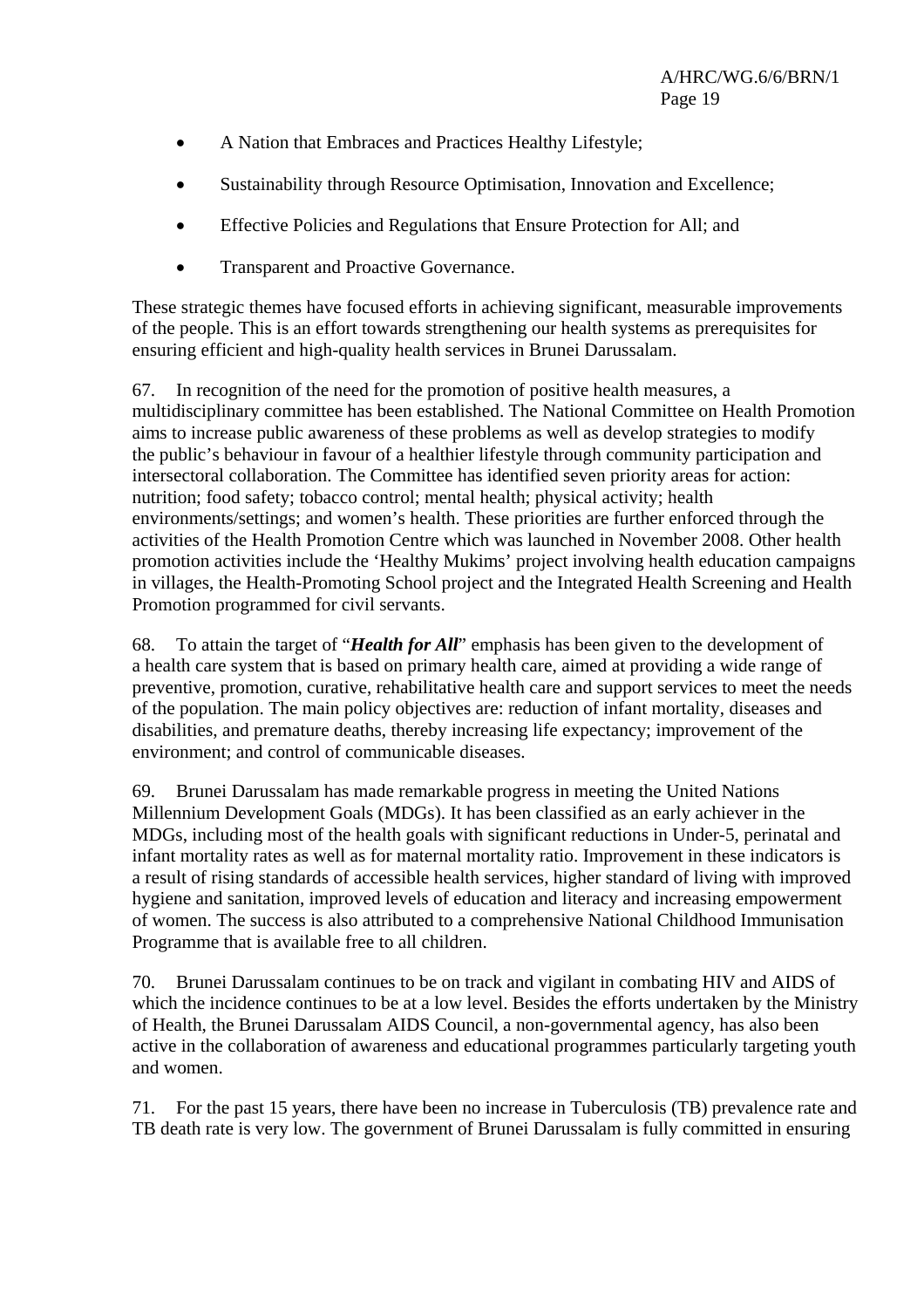- A Nation that Embraces and Practices Healthy Lifestyle;
- Sustainability through Resource Optimisation, Innovation and Excellence;
- Effective Policies and Regulations that Ensure Protection for All; and
- Transparent and Proactive Governance.

These strategic themes have focused efforts in achieving significant, measurable improvements of the people. This is an effort towards strengthening our health systems as prerequisites for ensuring efficient and high-quality health services in Brunei Darussalam.

67. In recognition of the need for the promotion of positive health measures, a multidisciplinary committee has been established. The National Committee on Health Promotion aims to increase public awareness of these problems as well as develop strategies to modify the public's behaviour in favour of a healthier lifestyle through community participation and intersectoral collaboration. The Committee has identified seven priority areas for action: nutrition; food safety; tobacco control; mental health; physical activity; health environments/settings; and women's health. These priorities are further enforced through the activities of the Health Promotion Centre which was launched in November 2008. Other health promotion activities include the 'Healthy Mukims' project involving health education campaigns in villages, the Health-Promoting School project and the Integrated Health Screening and Health Promotion programmed for civil servants.

68. To attain the target of "***Health for All***" emphasis has been given to the development of a health care system that is based on primary health care, aimed at providing a wide range of preventive, promotion, curative, rehabilitative health care and support services to meet the needs of the population. The main policy objectives are: reduction of infant mortality, diseases and disabilities, and premature deaths, thereby increasing life expectancy; improvement of the environment; and control of communicable diseases.

69. Brunei Darussalam has made remarkable progress in meeting the United Nations Millennium Development Goals (MDGs). It has been classified as an early achiever in the MDGs, including most of the health goals with significant reductions in Under-5, perinatal and infant mortality rates as well as for maternal mortality ratio. Improvement in these indicators is a result of rising standards of accessible health services, higher standard of living with improved hygiene and sanitation, improved levels of education and literacy and increasing empowerment of women. The success is also attributed to a comprehensive National Childhood Immunisation Programme that is available free to all children.

70. Brunei Darussalam continues to be on track and vigilant in combating HIV and AIDS of which the incidence continues to be at a low level. Besides the efforts undertaken by the Ministry of Health, the Brunei Darussalam AIDS Council, a non-governmental agency, has also been active in the collaboration of awareness and educational programmes particularly targeting youth and women.

71. For the past 15 years, there have been no increase in Tuberculosis (TB) prevalence rate and TB death rate is very low. The government of Brunei Darussalam is fully committed in ensuring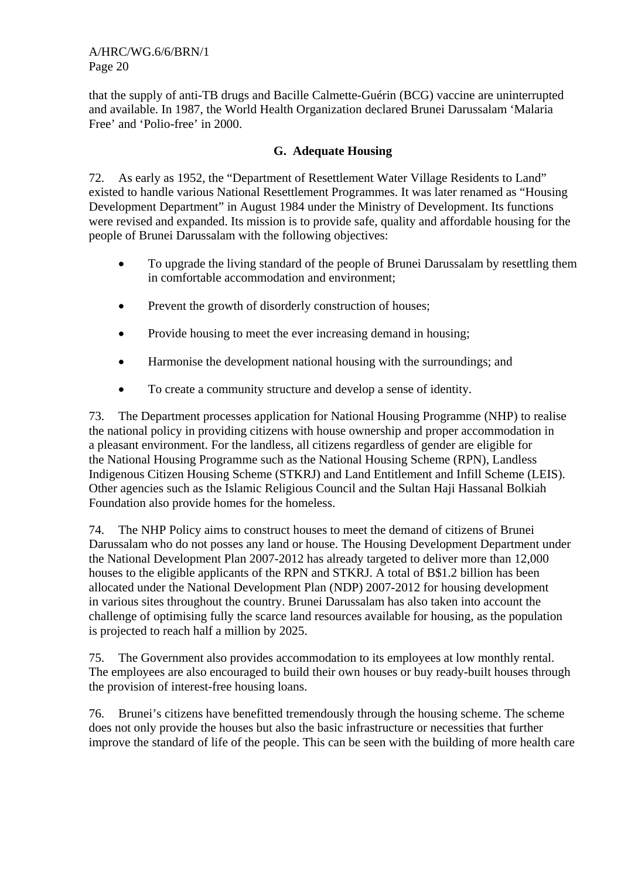that the supply of anti-TB drugs and Bacille Calmette-Guérin (BCG) vaccine are uninterrupted and available. In 1987, the World Health Organization declared Brunei Darussalam 'Malaria Free' and 'Polio-free' in 2000.

## G. Adequate Housing

72. As early as 1952, the "Department of Resettlement Water Village Residents to Land" existed to handle various National Resettlement Programmes. It was later renamed as "Housing Development Department" in August 1984 under the Ministry of Development. Its functions were revised and expanded. Its mission is to provide safe, quality and affordable housing for the people of Brunei Darussalam with the following objectives:

- To upgrade the living standard of the people of Brunei Darussalam by resettling them in comfortable accommodation and environment;
- Prevent the growth of disorderly construction of houses;
- Provide housing to meet the ever increasing demand in housing;
- Harmonise the development national housing with the surroundings; and
- To create a community structure and develop a sense of identity.

73. The Department processes application for National Housing Programme (NHP) to realise the national policy in providing citizens with house ownership and proper accommodation in a pleasant environment. For the landless, all citizens regardless of gender are eligible for the National Housing Programme such as the National Housing Scheme (RPN), Landless Indigenous Citizen Housing Scheme (STKRJ) and Land Entitlement and Infill Scheme (LEIS). Other agencies such as the Islamic Religious Council and the Sultan Haji Hassanal Bolkiah Foundation also provide homes for the homeless.

74. The NHP Policy aims to construct houses to meet the demand of citizens of Brunei Darussalam who do not posses any land or house. The Housing Development Department under the National Development Plan 2007-2012 has already targeted to deliver more than 12,000 houses to the eligible applicants of the RPN and STKRJ. A total of B$1.2 billion has been allocated under the National Development Plan (NDP) 2007-2012 for housing development in various sites throughout the country. Brunei Darussalam has also taken into account the challenge of optimising fully the scarce land resources available for housing, as the population is projected to reach half a million by 2025.

75. The Government also provides accommodation to its employees at low monthly rental. The employees are also encouraged to build their own houses or buy ready-built houses through the provision of interest-free housing loans.

76. Brunei's citizens have benefitted tremendously through the housing scheme. The scheme does not only provide the houses but also the basic infrastructure or necessities that further improve the standard of life of the people. This can be seen with the building of more health care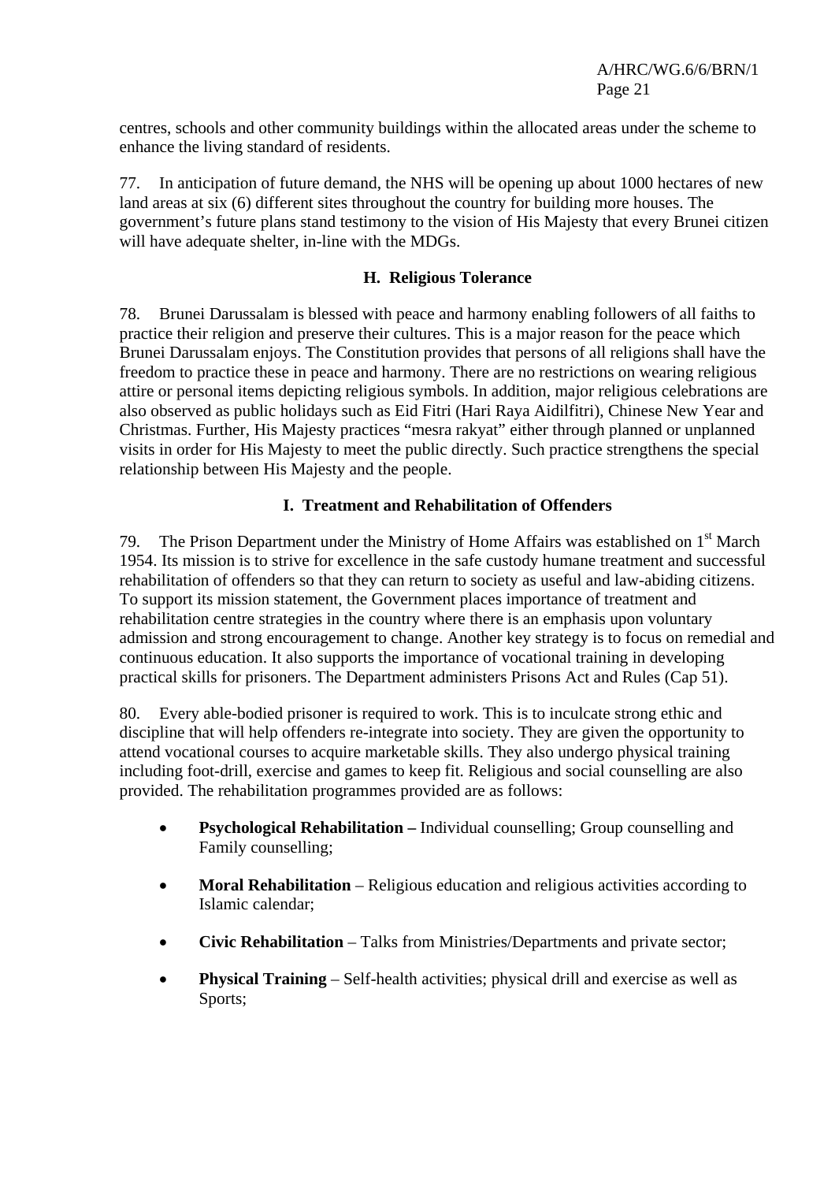centres, schools and other community buildings within the allocated areas under the scheme to enhance the living standard of residents.

77. In anticipation of future demand, the NHS will be opening up about 1000 hectares of new land areas at six (6) different sites throughout the country for building more houses. The government's future plans stand testimony to the vision of His Majesty that every Brunei citizen will have adequate shelter, in-line with the MDGs.

### H. Religious Tolerance

78. Brunei Darussalam is blessed with peace and harmony enabling followers of all faiths to practice their religion and preserve their cultures. This is a major reason for the peace which Brunei Darussalam enjoys. The Constitution provides that persons of all religions shall have the freedom to practice these in peace and harmony. There are no restrictions on wearing religious attire or personal items depicting religious symbols. In addition, major religious celebrations are also observed as public holidays such as Eid Fitri (Hari Raya Aidilfitri), Chinese New Year and Christmas. Further, His Majesty practices "mesra rakyat" either through planned or unplanned visits in order for His Majesty to meet the public directly. Such practice strengthens the special relationship between His Majesty and the people.

### I. Treatment and Rehabilitation of Offenders

79. The Prison Department under the Ministry of Home Affairs was established on 1st March 1954. Its mission is to strive for excellence in the safe custody humane treatment and successful rehabilitation of offenders so that they can return to society as useful and law-abiding citizens. To support its mission statement, the Government places importance of treatment and rehabilitation centre strategies in the country where there is an emphasis upon voluntary admission and strong encouragement to change. Another key strategy is to focus on remedial and continuous education. It also supports the importance of vocational training in developing practical skills for prisoners. The Department administers Prisons Act and Rules (Cap 51).

80. Every able-bodied prisoner is required to work. This is to inculcate strong ethic and discipline that will help offenders re-integrate into society. They are given the opportunity to attend vocational courses to acquire marketable skills. They also undergo physical training including foot-drill, exercise and games to keep fit. Religious and social counselling are also provided. The rehabilitation programmes provided are as follows:

- **Psychological Rehabilitation –** Individual counselling; Group counselling and Family counselling;
- **Moral Rehabilitation** – Religious education and religious activities according to Islamic calendar;
- **Civic Rehabilitation** – Talks from Ministries/Departments and private sector;
- **Physical Training** – Self-health activities; physical drill and exercise as well as Sports;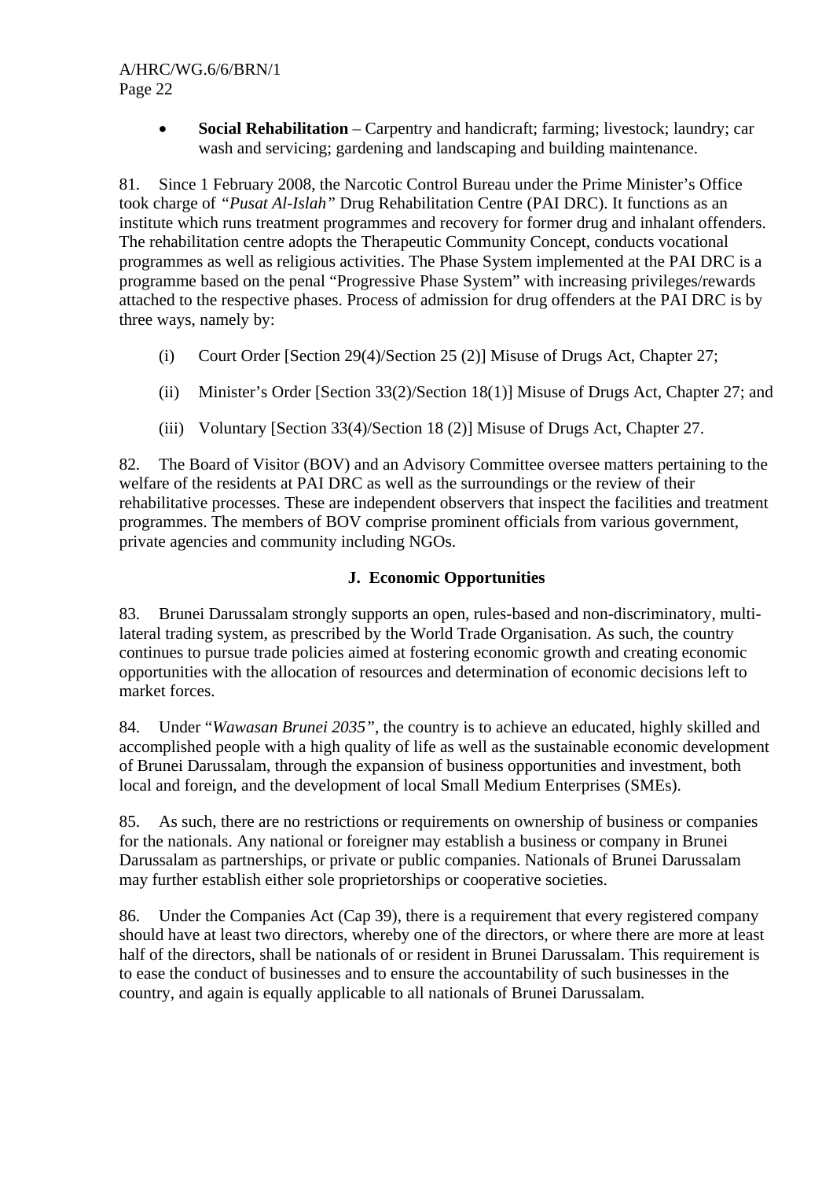- **Social Rehabilitation** – Carpentry and handicraft; farming; livestock; laundry; car wash and servicing; gardening and landscaping and building maintenance.

81. Since 1 February 2008, the Narcotic Control Bureau under the Prime Minister's Office took charge of *"Pusat Al-Islah"* Drug Rehabilitation Centre (PAI DRC). It functions as an institute which runs treatment programmes and recovery for former drug and inhalant offenders. The rehabilitation centre adopts the Therapeutic Community Concept, conducts vocational programmes as well as religious activities. The Phase System implemented at the PAI DRC is a programme based on the penal "Progressive Phase System" with increasing privileges/rewards attached to the respective phases. Process of admission for drug offenders at the PAI DRC is by three ways, namely by:

(i) Court Order [Section 29(4)/Section 25 (2)] Misuse of Drugs Act, Chapter 27;

(ii) Minister's Order [Section 33(2)/Section 18(1)] Misuse of Drugs Act, Chapter 27; and

(iii) Voluntary [Section 33(4)/Section 18 (2)] Misuse of Drugs Act, Chapter 27.

82. The Board of Visitor (BOV) and an Advisory Committee oversee matters pertaining to the welfare of the residents at PAI DRC as well as the surroundings or the review of their rehabilitative processes. These are independent observers that inspect the facilities and treatment programmes. The members of BOV comprise prominent officials from various government, private agencies and community including NGOs.

### J. Economic Opportunities

83. Brunei Darussalam strongly supports an open, rules-based and non-discriminatory, multi-lateral trading system, as prescribed by the World Trade Organisation. As such, the country continues to pursue trade policies aimed at fostering economic growth and creating economic opportunities with the allocation of resources and determination of economic decisions left to market forces.

84. Under "*Wawasan Brunei 2035"*, the country is to achieve an educated, highly skilled and accomplished people with a high quality of life as well as the sustainable economic development of Brunei Darussalam, through the expansion of business opportunities and investment, both local and foreign, and the development of local Small Medium Enterprises (SMEs).

85. As such, there are no restrictions or requirements on ownership of business or companies for the nationals. Any national or foreigner may establish a business or company in Brunei Darussalam as partnerships, or private or public companies. Nationals of Brunei Darussalam may further establish either sole proprietorships or cooperative societies.

86. Under the Companies Act (Cap 39), there is a requirement that every registered company should have at least two directors, whereby one of the directors, or where there are more at least half of the directors, shall be nationals of or resident in Brunei Darussalam. This requirement is to ease the conduct of businesses and to ensure the accountability of such businesses in the country, and again is equally applicable to all nationals of Brunei Darussalam.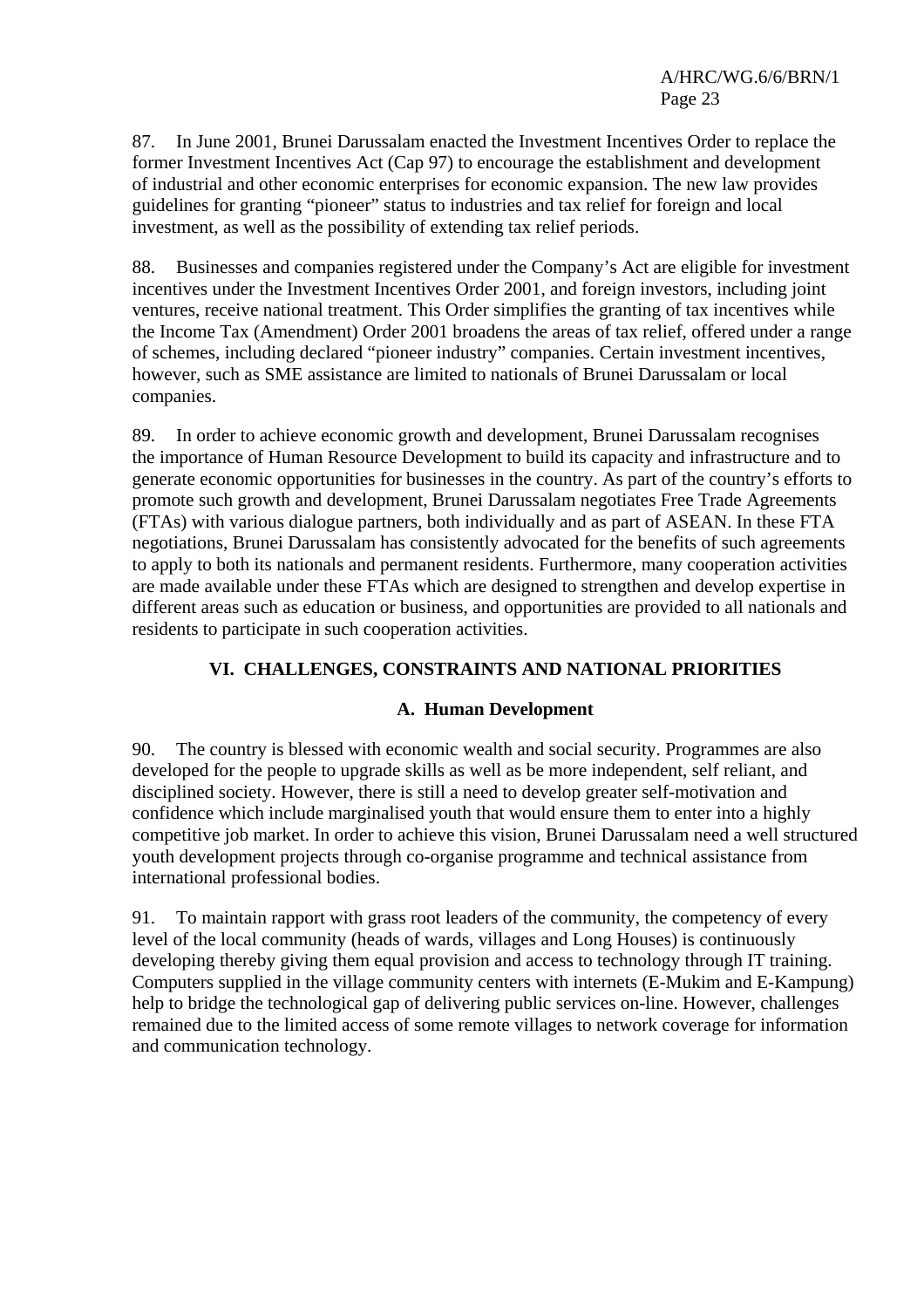87. In June 2001, Brunei Darussalam enacted the Investment Incentives Order to replace the former Investment Incentives Act (Cap 97) to encourage the establishment and development of industrial and other economic enterprises for economic expansion. The new law provides guidelines for granting "pioneer" status to industries and tax relief for foreign and local investment, as well as the possibility of extending tax relief periods.

88. Businesses and companies registered under the Company's Act are eligible for investment incentives under the Investment Incentives Order 2001, and foreign investors, including joint ventures, receive national treatment. This Order simplifies the granting of tax incentives while the Income Tax (Amendment) Order 2001 broadens the areas of tax relief, offered under a range of schemes, including declared "pioneer industry" companies. Certain investment incentives, however, such as SME assistance are limited to nationals of Brunei Darussalam or local companies.

89. In order to achieve economic growth and development, Brunei Darussalam recognises the importance of Human Resource Development to build its capacity and infrastructure and to generate economic opportunities for businesses in the country. As part of the country's efforts to promote such growth and development, Brunei Darussalam negotiates Free Trade Agreements (FTAs) with various dialogue partners, both individually and as part of ASEAN. In these FTA negotiations, Brunei Darussalam has consistently advocated for the benefits of such agreements to apply to both its nationals and permanent residents. Furthermore, many cooperation activities are made available under these FTAs which are designed to strengthen and develop expertise in different areas such as education or business, and opportunities are provided to all nationals and residents to participate in such cooperation activities.

## VI. CHALLENGES, CONSTRAINTS AND NATIONAL PRIORITIES

### A. Human Development

90. The country is blessed with economic wealth and social security. Programmes are also developed for the people to upgrade skills as well as be more independent, self reliant, and disciplined society. However, there is still a need to develop greater self-motivation and confidence which include marginalised youth that would ensure them to enter into a highly competitive job market. In order to achieve this vision, Brunei Darussalam need a well structured youth development projects through co-organise programme and technical assistance from international professional bodies.

91. To maintain rapport with grass root leaders of the community, the competency of every level of the local community (heads of wards, villages and Long Houses) is continuously developing thereby giving them equal provision and access to technology through IT training. Computers supplied in the village community centers with internets (E-Mukim and E-Kampung) help to bridge the technological gap of delivering public services on-line. However, challenges remained due to the limited access of some remote villages to network coverage for information and communication technology.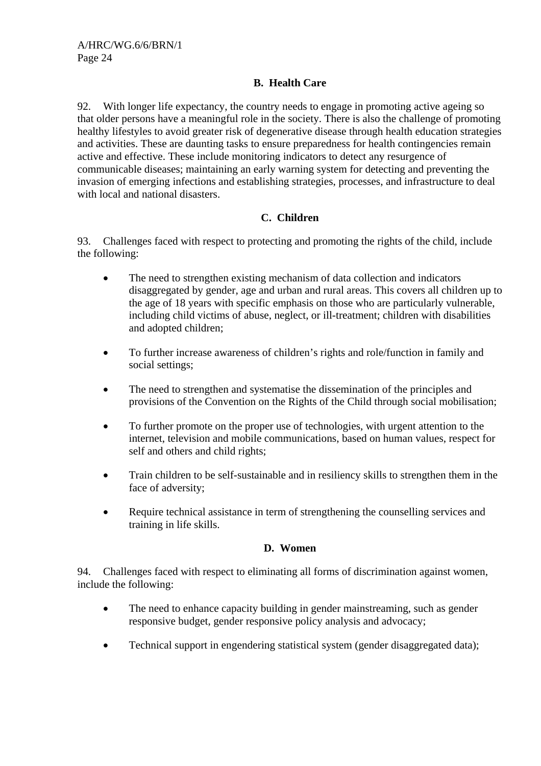## B. Health Care

92. With longer life expectancy, the country needs to engage in promoting active ageing so that older persons have a meaningful role in the society. There is also the challenge of promoting healthy lifestyles to avoid greater risk of degenerative disease through health education strategies and activities. These are daunting tasks to ensure preparedness for health contingencies remain active and effective. These include monitoring indicators to detect any resurgence of communicable diseases; maintaining an early warning system for detecting and preventing the invasion of emerging infections and establishing strategies, processes, and infrastructure to deal with local and national disasters.

## C. Children

93. Challenges faced with respect to protecting and promoting the rights of the child, include the following:

- The need to strengthen existing mechanism of data collection and indicators disaggregated by gender, age and urban and rural areas. This covers all children up to the age of 18 years with specific emphasis on those who are particularly vulnerable, including child victims of abuse, neglect, or ill-treatment; children with disabilities and adopted children;
- To further increase awareness of children's rights and role/function in family and social settings;
- The need to strengthen and systematise the dissemination of the principles and provisions of the Convention on the Rights of the Child through social mobilisation;
- To further promote on the proper use of technologies, with urgent attention to the internet, television and mobile communications, based on human values, respect for self and others and child rights;
- Train children to be self-sustainable and in resiliency skills to strengthen them in the face of adversity;
- Require technical assistance in term of strengthening the counselling services and training in life skills.

## D. Women

94. Challenges faced with respect to eliminating all forms of discrimination against women, include the following:

- The need to enhance capacity building in gender mainstreaming, such as gender responsive budget, gender responsive policy analysis and advocacy;
- Technical support in engendering statistical system (gender disaggregated data);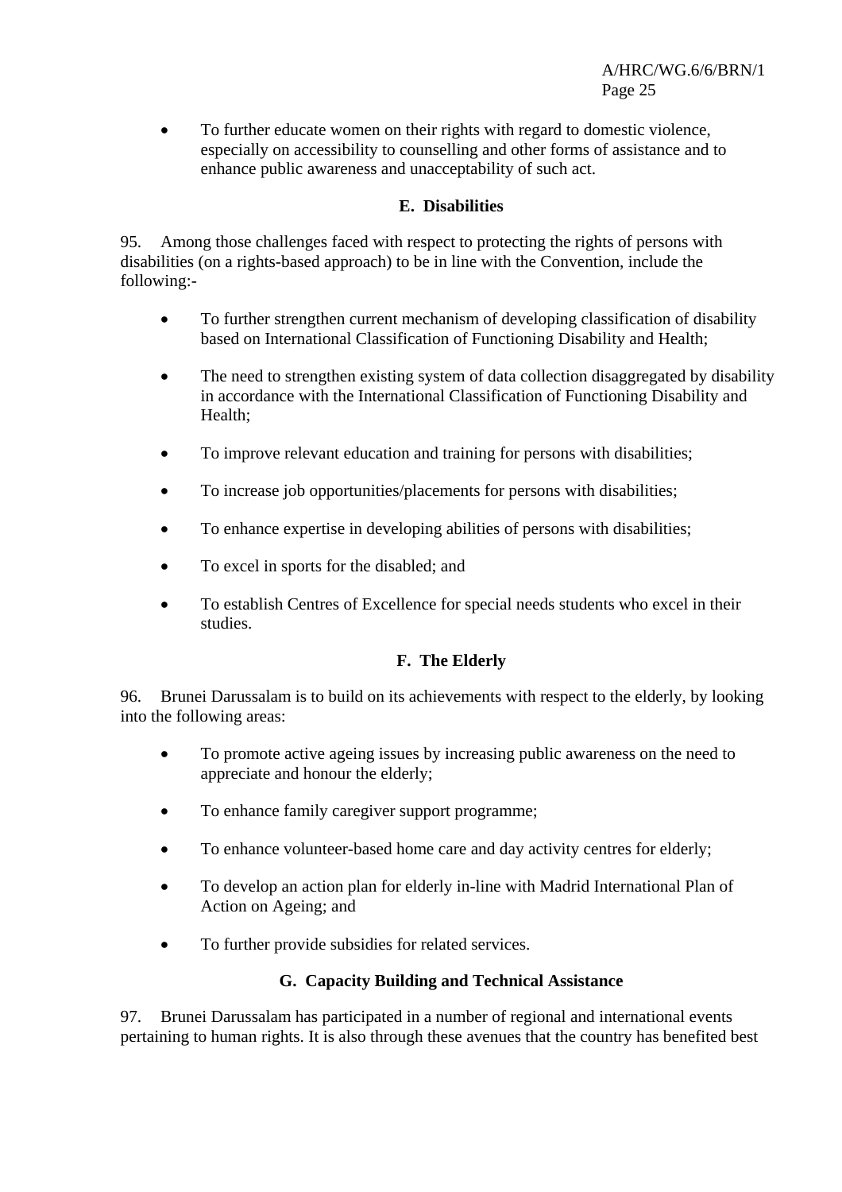- To further educate women on their rights with regard to domestic violence, especially on accessibility to counselling and other forms of assistance and to enhance public awareness and unacceptability of such act.

### E. Disabilities

95. Among those challenges faced with respect to protecting the rights of persons with disabilities (on a rights-based approach) to be in line with the Convention, include the following:-

- To further strengthen current mechanism of developing classification of disability based on International Classification of Functioning Disability and Health;
- The need to strengthen existing system of data collection disaggregated by disability in accordance with the International Classification of Functioning Disability and Health;
- To improve relevant education and training for persons with disabilities;
- To increase job opportunities/placements for persons with disabilities;
- To enhance expertise in developing abilities of persons with disabilities;
- To excel in sports for the disabled; and
- To establish Centres of Excellence for special needs students who excel in their studies.

### F. The Elderly

96. Brunei Darussalam is to build on its achievements with respect to the elderly, by looking into the following areas:

- To promote active ageing issues by increasing public awareness on the need to appreciate and honour the elderly;
- To enhance family caregiver support programme;
- To enhance volunteer-based home care and day activity centres for elderly;
- To develop an action plan for elderly in-line with Madrid International Plan of Action on Ageing; and
- To further provide subsidies for related services.

### G. Capacity Building and Technical Assistance

97. Brunei Darussalam has participated in a number of regional and international events pertaining to human rights. It is also through these avenues that the country has benefited best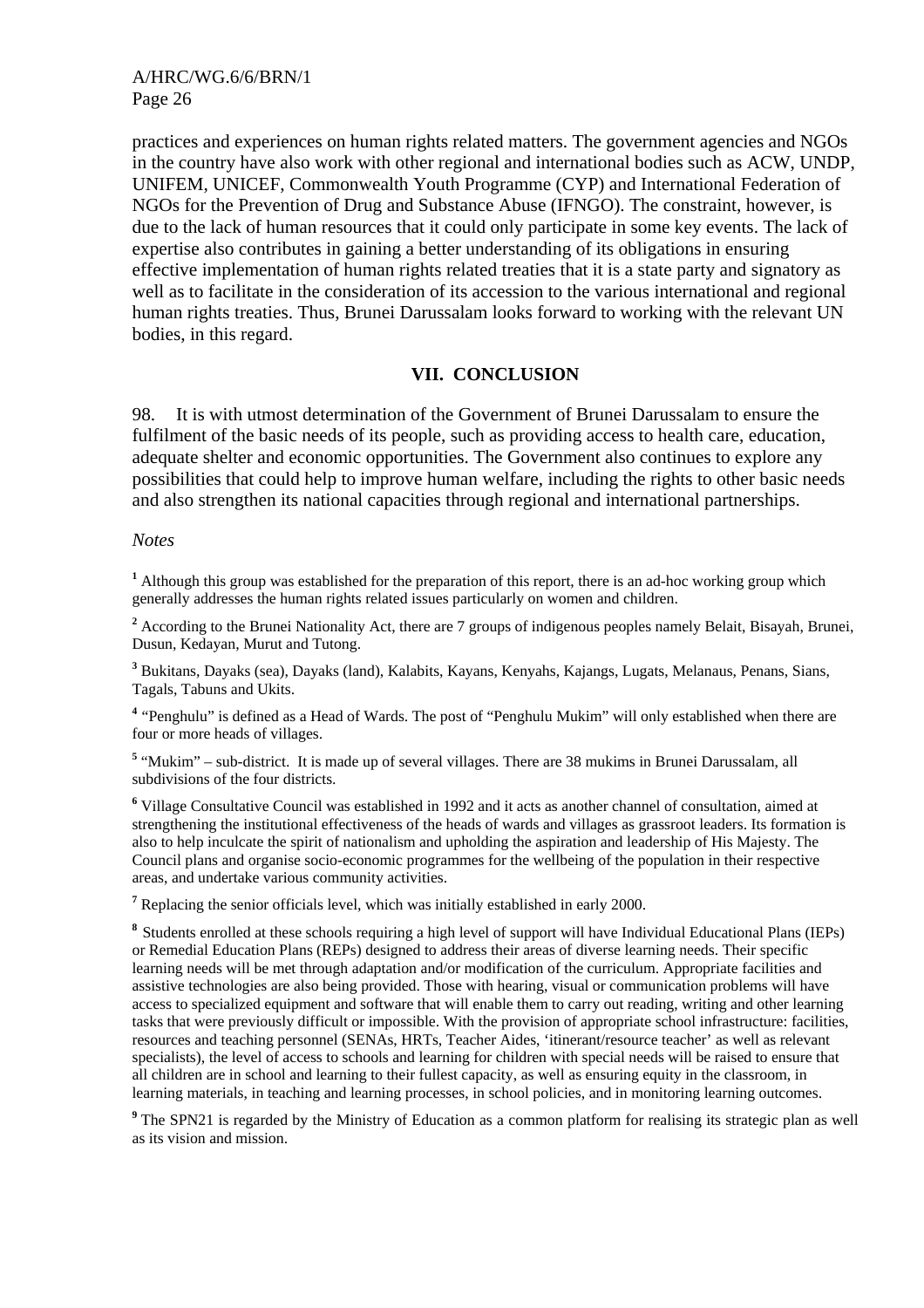practices and experiences on human rights related matters. The government agencies and NGOs in the country have also work with other regional and international bodies such as ACW, UNDP, UNIFEM, UNICEF, Commonwealth Youth Programme (CYP) and International Federation of NGOs for the Prevention of Drug and Substance Abuse (IFNGO). The constraint, however, is due to the lack of human resources that it could only participate in some key events. The lack of expertise also contributes in gaining a better understanding of its obligations in ensuring effective implementation of human rights related treaties that it is a state party and signatory as well as to facilitate in the consideration of its accession to the various international and regional human rights treaties. Thus, Brunei Darussalam looks forward to working with the relevant UN bodies, in this regard.

## VII. CONCLUSION

98. It is with utmost determination of the Government of Brunei Darussalam to ensure the fulfilment of the basic needs of its people, such as providing access to health care, education, adequate shelter and economic opportunities. The Government also continues to explore any possibilities that could help to improve human welfare, including the rights to other basic needs and also strengthen its national capacities through regional and international partnerships.

*Notes*

[1] Although this group was established for the preparation of this report, there is an ad-hoc working group which generally addresses the human rights related issues particularly on women and children.

[2] According to the Brunei Nationality Act, there are 7 groups of indigenous peoples namely Belait, Bisayah, Brunei, Dusun, Kedayan, Murut and Tutong.

[3] Bukitans, Dayaks (sea), Dayaks (land), Kalabits, Kayans, Kenyahs, Kajangs, Lugats, Melanaus, Penans, Sians, Tagals, Tabuns and Ukits.

[4] "Penghulu" is defined as a Head of Wards. The post of "Penghulu Mukim" will only established when there are four or more heads of villages.

[5] "Mukim" – sub-district. It is made up of several villages. There are 38 mukims in Brunei Darussalam, all subdivisions of the four districts.

[6] Village Consultative Council was established in 1992 and it acts as another channel of consultation, aimed at strengthening the institutional effectiveness of the heads of wards and villages as grassroot leaders. Its formation is also to help inculcate the spirit of nationalism and upholding the aspiration and leadership of His Majesty. The Council plans and organise socio-economic programmes for the wellbeing of the population in their respective areas, and undertake various community activities.

[7] Replacing the senior officials level, which was initially established in early 2000.

[8] Students enrolled at these schools requiring a high level of support will have Individual Educational Plans (IEPs) or Remedial Education Plans (REPs) designed to address their areas of diverse learning needs. Their specific learning needs will be met through adaptation and/or modification of the curriculum. Appropriate facilities and assistive technologies are also being provided. Those with hearing, visual or communication problems will have access to specialized equipment and software that will enable them to carry out reading, writing and other learning tasks that were previously difficult or impossible. With the provision of appropriate school infrastructure: facilities, resources and teaching personnel (SENAs, HRTs, Teacher Aides, 'itinerant/resource teacher' as well as relevant specialists), the level of access to schools and learning for children with special needs will be raised to ensure that all children are in school and learning to their fullest capacity, as well as ensuring equity in the classroom, in learning materials, in teaching and learning processes, in school policies, and in monitoring learning outcomes.

[9] The SPN21 is regarded by the Ministry of Education as a common platform for realising its strategic plan as well as its vision and mission.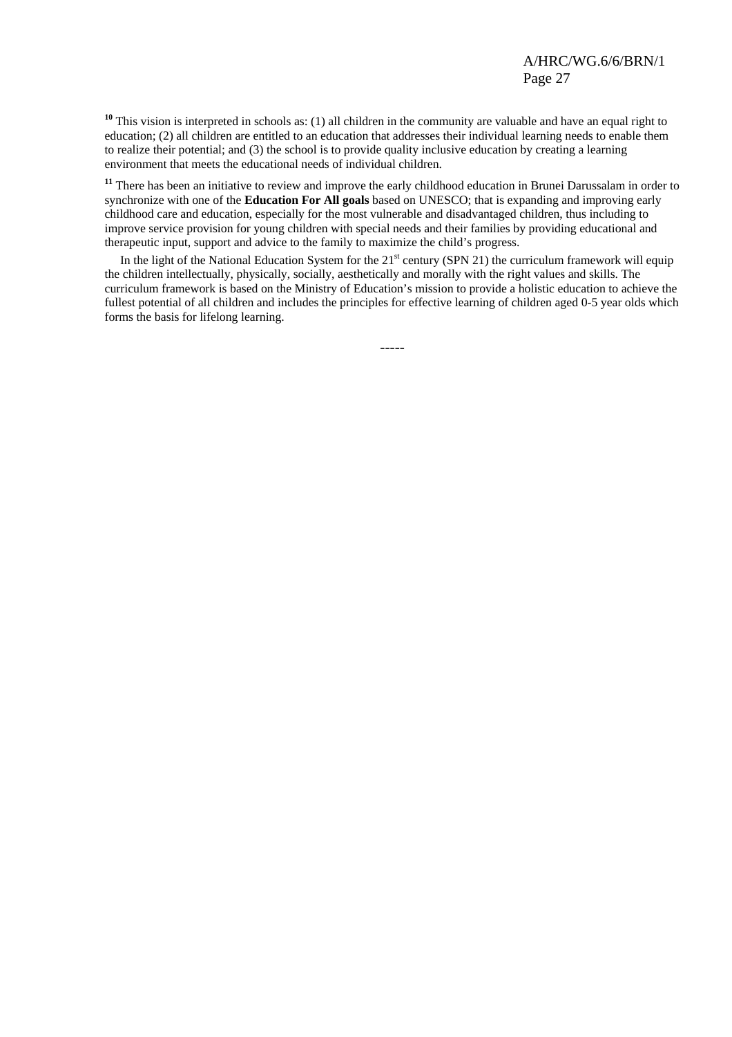[10] This vision is interpreted in schools as: (1) all children in the community are valuable and have an equal right to education; (2) all children are entitled to an education that addresses their individual learning needs to enable them to realize their potential; and (3) the school is to provide quality inclusive education by creating a learning environment that meets the educational needs of individual children.

[11] There has been an initiative to review and improve the early childhood education in Brunei Darussalam in order to synchronize with one of the **Education For All goals** based on UNESCO; that is expanding and improving early childhood care and education, especially for the most vulnerable and disadvantaged children, thus including to improve service provision for young children with special needs and their families by providing educational and therapeutic input, support and advice to the family to maximize the child's progress.

In the light of the National Education System for the 21st century (SPN 21) the curriculum framework will equip the children intellectually, physically, socially, aesthetically and morally with the right values and skills. The curriculum framework is based on the Ministry of Education's mission to provide a holistic education to achieve the fullest potential of all children and includes the principles for effective learning of children aged 0-5 year olds which forms the basis for lifelong learning.

-----